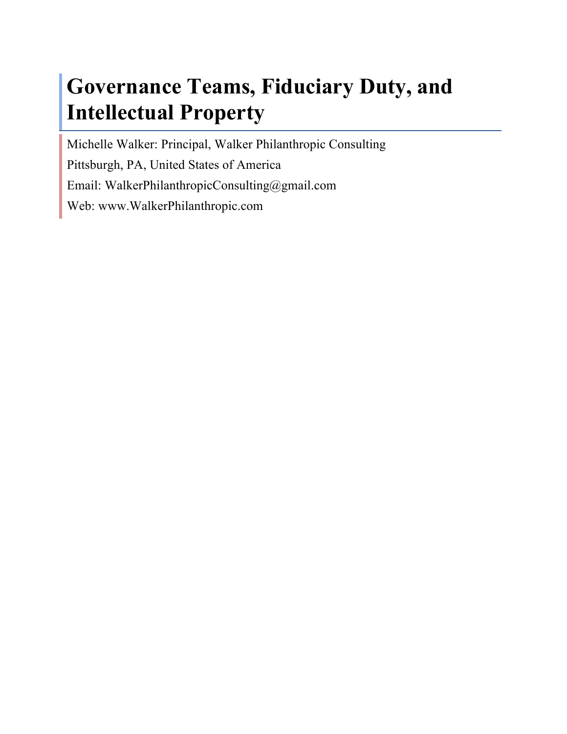# Governance Teams, Fiduciary Duty, and Intellectual Property

Michelle Walker: Principal, Walker Philanthropic Consulting

Pittsburgh, PA, United States of America

Email: WalkerPhilanthropicConsulting@gmail.com

Web: www.WalkerPhilanthropic.com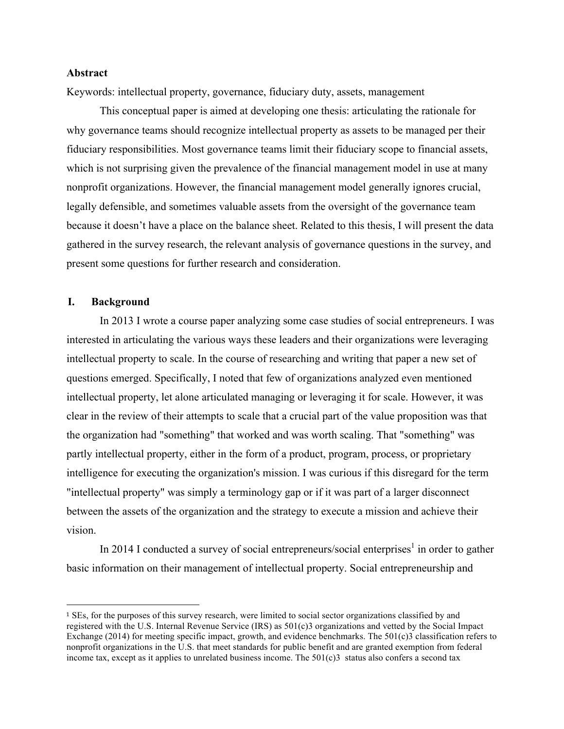**Abstract**

Keywords: intellectual property, governance, fiduciary duty, assets, management

This conceptual paper is aimed at developing one thesis: articulating the rationale for why governance teams should recognize intellectual property as assets to be managed per their fiduciary responsibilities. Most governance teams limit their fiduciary scope to financial assets, which is not surprising given the prevalence of the financial management model in use at many nonprofit organizations. However, the financial management model generally ignores crucial, legally defensible, and sometimes valuable assets from the oversight of the governance team because it doesn't have a place on the balance sheet. Related to this thesis, I will present the data gathered in the survey research, the relevant analysis of governance questions in the survey, and present some questions for further research and consideration.

## I. Background

In 2013 I wrote a course paper analyzing some case studies of social entrepreneurs. I was interested in articulating the various ways these leaders and their organizations were leveraging intellectual property to scale. In the course of researching and writing that paper a new set of questions emerged. Specifically, I noted that few of organizations analyzed even mentioned intellectual property, let alone articulated managing or leveraging it for scale. However, it was clear in the review of their attempts to scale that a crucial part of the value proposition was that the organization had "something" that worked and was worth scaling. That "something" was partly intellectual property, either in the form of a product, program, process, or proprietary intelligence for executing the organization's mission. I was curious if this disregard for the term "intellectual property" was simply a terminology gap or if it was part of a larger disconnect between the assets of the organization and the strategy to execute a mission and achieve their vision.

In 2014 I conducted a survey of social entrepreneurs/social enterprises[1] in order to gather basic information on their management of intellectual property. Social entrepreneurship and

---

[1] SEs, for the purposes of this survey research, were limited to social sector organizations classified by and registered with the U.S. Internal Revenue Service (IRS) as 501(c)3 organizations and vetted by the Social Impact Exchange (2014) for meeting specific impact, growth, and evidence benchmarks. The 501(c)3 classification refers to nonprofit organizations in the U.S. that meet standards for public benefit and are granted exemption from federal income tax, except as it applies to unrelated business income. The 501(c)3 status also confers a second tax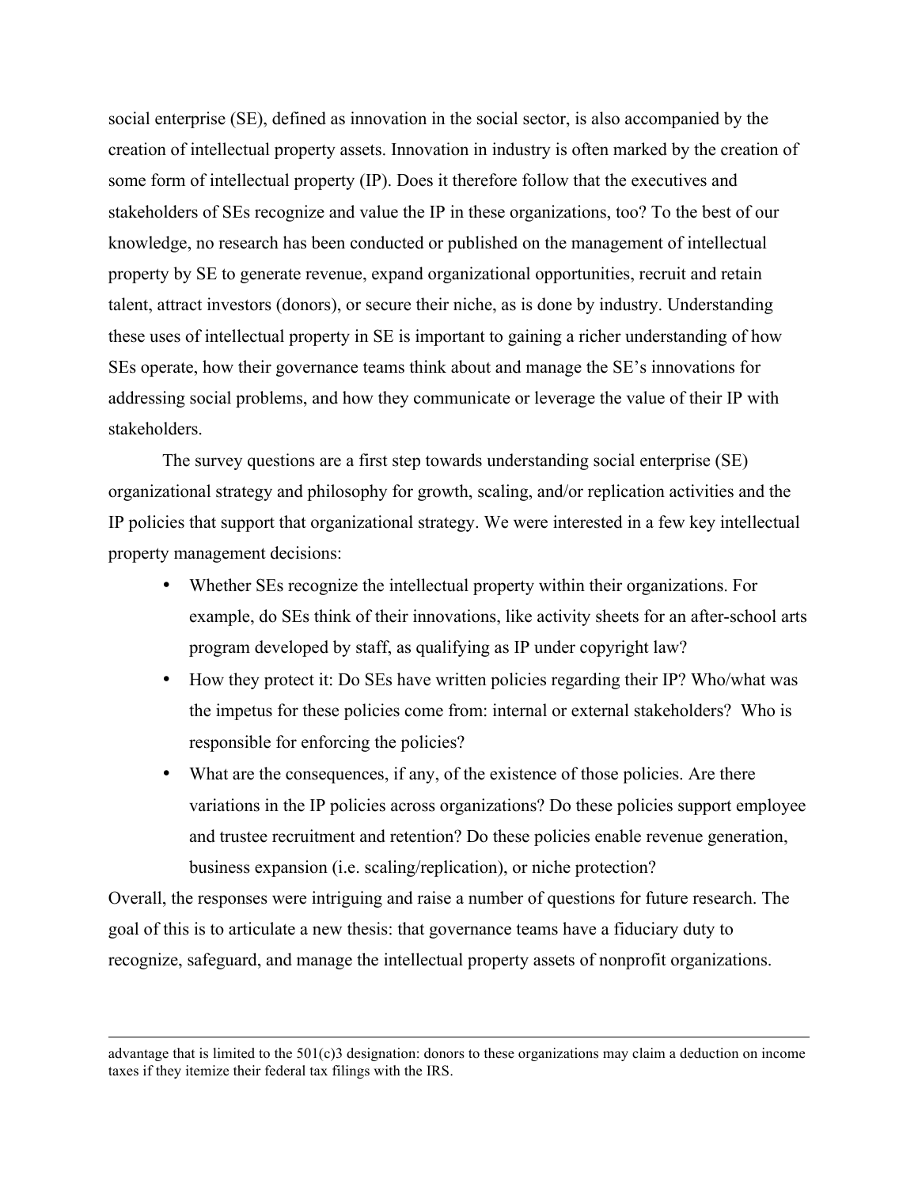social enterprise (SE), defined as innovation in the social sector, is also accompanied by the creation of intellectual property assets. Innovation in industry is often marked by the creation of some form of intellectual property (IP). Does it therefore follow that the executives and stakeholders of SEs recognize and value the IP in these organizations, too? To the best of our knowledge, no research has been conducted or published on the management of intellectual property by SE to generate revenue, expand organizational opportunities, recruit and retain talent, attract investors (donors), or secure their niche, as is done by industry. Understanding these uses of intellectual property in SE is important to gaining a richer understanding of how SEs operate, how their governance teams think about and manage the SE's innovations for addressing social problems, and how they communicate or leverage the value of their IP with stakeholders.

The survey questions are a first step towards understanding social enterprise (SE) organizational strategy and philosophy for growth, scaling, and/or replication activities and the IP policies that support that organizational strategy. We were interested in a few key intellectual property management decisions:

- Whether SEs recognize the intellectual property within their organizations. For example, do SEs think of their innovations, like activity sheets for an after-school arts program developed by staff, as qualifying as IP under copyright law?
- How they protect it: Do SEs have written policies regarding their IP? Who/what was the impetus for these policies come from: internal or external stakeholders? Who is responsible for enforcing the policies?
- What are the consequences, if any, of the existence of those policies. Are there variations in the IP policies across organizations? Do these policies support employee and trustee recruitment and retention? Do these policies enable revenue generation, business expansion (i.e. scaling/replication), or niche protection?

Overall, the responses were intriguing and raise a number of questions for future research. The goal of this is to articulate a new thesis: that governance teams have a fiduciary duty to recognize, safeguard, and manage the intellectual property assets of nonprofit organizations.

---

advantage that is limited to the 501(c)3 designation: donors to these organizations may claim a deduction on income taxes if they itemize their federal tax filings with the IRS.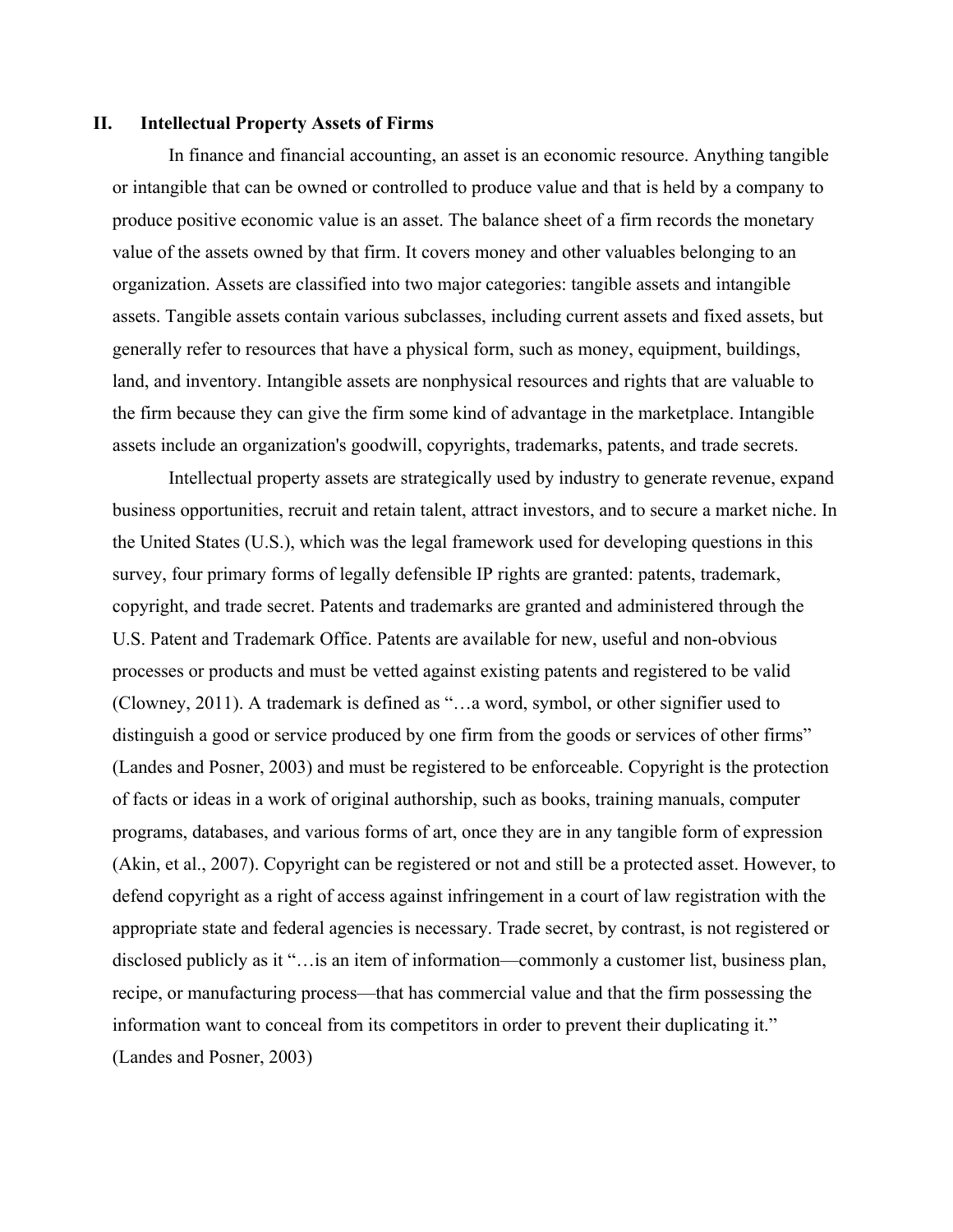## II. Intellectual Property Assets of Firms

In finance and financial accounting, an asset is an economic resource. Anything tangible or intangible that can be owned or controlled to produce value and that is held by a company to produce positive economic value is an asset. The balance sheet of a firm records the monetary value of the assets owned by that firm. It covers money and other valuables belonging to an organization. Assets are classified into two major categories: tangible assets and intangible assets. Tangible assets contain various subclasses, including current assets and fixed assets, but generally refer to resources that have a physical form, such as money, equipment, buildings, land, and inventory. Intangible assets are nonphysical resources and rights that are valuable to the firm because they can give the firm some kind of advantage in the marketplace. Intangible assets include an organization's goodwill, copyrights, trademarks, patents, and trade secrets.

Intellectual property assets are strategically used by industry to generate revenue, expand business opportunities, recruit and retain talent, attract investors, and to secure a market niche. In the United States (U.S.), which was the legal framework used for developing questions in this survey, four primary forms of legally defensible IP rights are granted: patents, trademark, copyright, and trade secret. Patents and trademarks are granted and administered through the U.S. Patent and Trademark Office. Patents are available for new, useful and non-obvious processes or products and must be vetted against existing patents and registered to be valid (Clowney, 2011). A trademark is defined as "…a word, symbol, or other signifier used to distinguish a good or service produced by one firm from the goods or services of other firms" (Landes and Posner, 2003) and must be registered to be enforceable. Copyright is the protection of facts or ideas in a work of original authorship, such as books, training manuals, computer programs, databases, and various forms of art, once they are in any tangible form of expression (Akin, et al., 2007). Copyright can be registered or not and still be a protected asset. However, to defend copyright as a right of access against infringement in a court of law registration with the appropriate state and federal agencies is necessary. Trade secret, by contrast, is not registered or disclosed publicly as it "…is an item of information—commonly a customer list, business plan, recipe, or manufacturing process—that has commercial value and that the firm possessing the information want to conceal from its competitors in order to prevent their duplicating it." (Landes and Posner, 2003)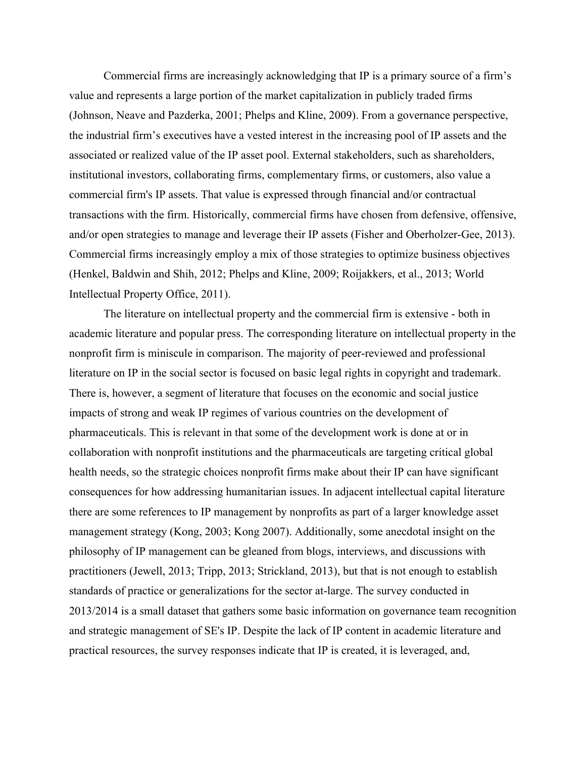Commercial firms are increasingly acknowledging that IP is a primary source of a firm's value and represents a large portion of the market capitalization in publicly traded firms (Johnson, Neave and Pazderka, 2001; Phelps and Kline, 2009). From a governance perspective, the industrial firm's executives have a vested interest in the increasing pool of IP assets and the associated or realized value of the IP asset pool. External stakeholders, such as shareholders, institutional investors, collaborating firms, complementary firms, or customers, also value a commercial firm's IP assets. That value is expressed through financial and/or contractual transactions with the firm. Historically, commercial firms have chosen from defensive, offensive, and/or open strategies to manage and leverage their IP assets (Fisher and Oberholzer-Gee, 2013). Commercial firms increasingly employ a mix of those strategies to optimize business objectives (Henkel, Baldwin and Shih, 2012; Phelps and Kline, 2009; Roijakkers, et al., 2013; World Intellectual Property Office, 2011).

The literature on intellectual property and the commercial firm is extensive - both in academic literature and popular press. The corresponding literature on intellectual property in the nonprofit firm is miniscule in comparison. The majority of peer-reviewed and professional literature on IP in the social sector is focused on basic legal rights in copyright and trademark. There is, however, a segment of literature that focuses on the economic and social justice impacts of strong and weak IP regimes of various countries on the development of pharmaceuticals. This is relevant in that some of the development work is done at or in collaboration with nonprofit institutions and the pharmaceuticals are targeting critical global health needs, so the strategic choices nonprofit firms make about their IP can have significant consequences for how addressing humanitarian issues. In adjacent intellectual capital literature there are some references to IP management by nonprofits as part of a larger knowledge asset management strategy (Kong, 2003; Kong 2007). Additionally, some anecdotal insight on the philosophy of IP management can be gleaned from blogs, interviews, and discussions with practitioners (Jewell, 2013; Tripp, 2013; Strickland, 2013), but that is not enough to establish standards of practice or generalizations for the sector at-large. The survey conducted in 2013/2014 is a small dataset that gathers some basic information on governance team recognition and strategic management of SE's IP. Despite the lack of IP content in academic literature and practical resources, the survey responses indicate that IP is created, it is leveraged, and,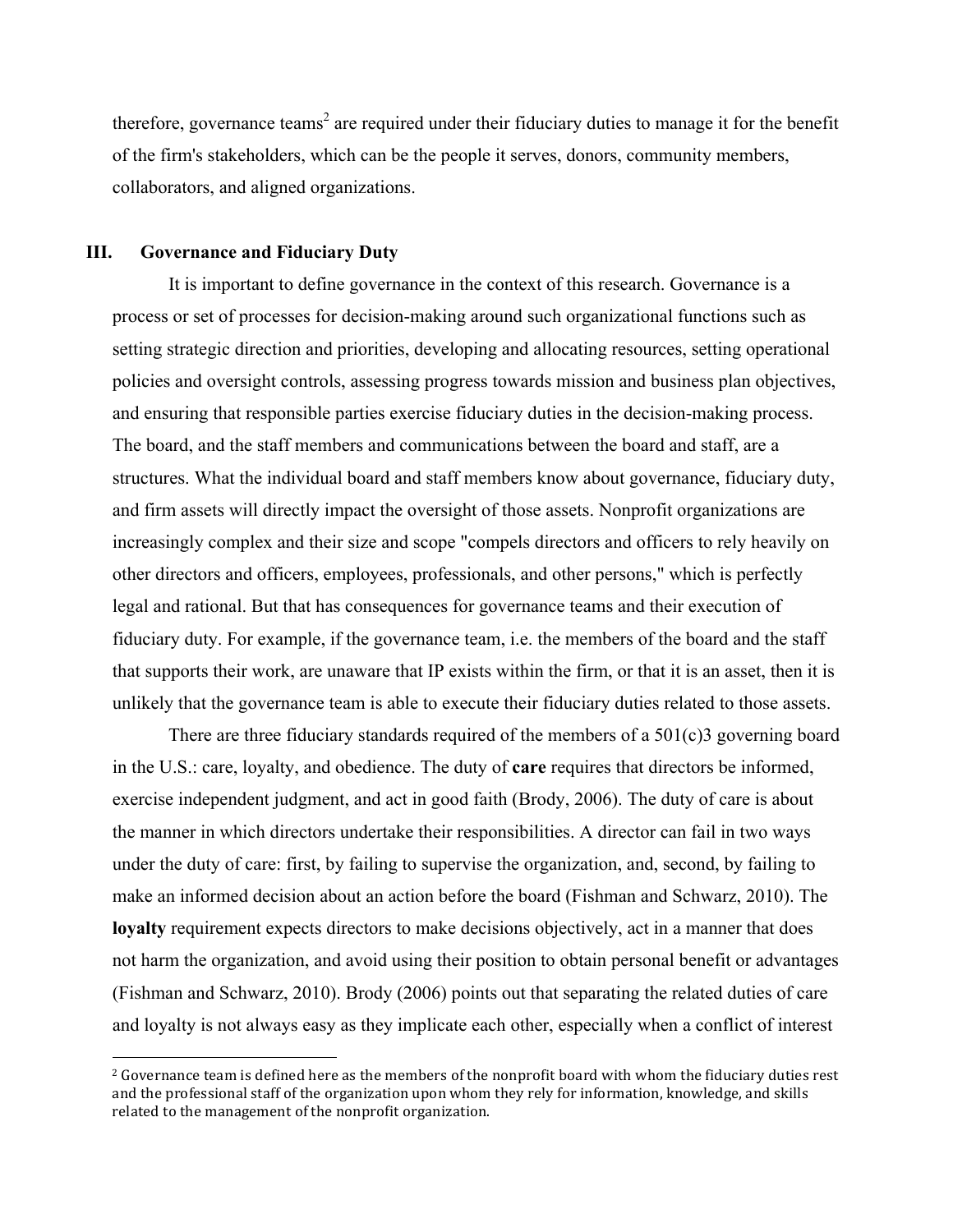therefore, governance teams[2] are required under their fiduciary duties to manage it for the benefit of the firm's stakeholders, which can be the people it serves, donors, community members, collaborators, and aligned organizations.

## III. Governance and Fiduciary Duty

It is important to define governance in the context of this research. Governance is a process or set of processes for decision-making around such organizational functions such as setting strategic direction and priorities, developing and allocating resources, setting operational policies and oversight controls, assessing progress towards mission and business plan objectives, and ensuring that responsible parties exercise fiduciary duties in the decision-making process. The board, and the staff members and communications between the board and staff, are a structures. What the individual board and staff members know about governance, fiduciary duty, and firm assets will directly impact the oversight of those assets. Nonprofit organizations are increasingly complex and their size and scope "compels directors and officers to rely heavily on other directors and officers, employees, professionals, and other persons," which is perfectly legal and rational. But that has consequences for governance teams and their execution of fiduciary duty. For example, if the governance team, i.e. the members of the board and the staff that supports their work, are unaware that IP exists within the firm, or that it is an asset, then it is unlikely that the governance team is able to execute their fiduciary duties related to those assets.

There are three fiduciary standards required of the members of a 501(c)3 governing board in the U.S.: care, loyalty, and obedience. The duty of **care** requires that directors be informed, exercise independent judgment, and act in good faith (Brody, 2006). The duty of care is about the manner in which directors undertake their responsibilities. A director can fail in two ways under the duty of care: first, by failing to supervise the organization, and, second, by failing to make an informed decision about an action before the board (Fishman and Schwarz, 2010). The **loyalty** requirement expects directors to make decisions objectively, act in a manner that does not harm the organization, and avoid using their position to obtain personal benefit or advantages (Fishman and Schwarz, 2010). Brody (2006) points out that separating the related duties of care and loyalty is not always easy as they implicate each other, especially when a conflict of interest

[2] Governance team is defined here as the members of the nonprofit board with whom the fiduciary duties rest and the professional staff of the organization upon whom they rely for information, knowledge, and skills related to the management of the nonprofit organization.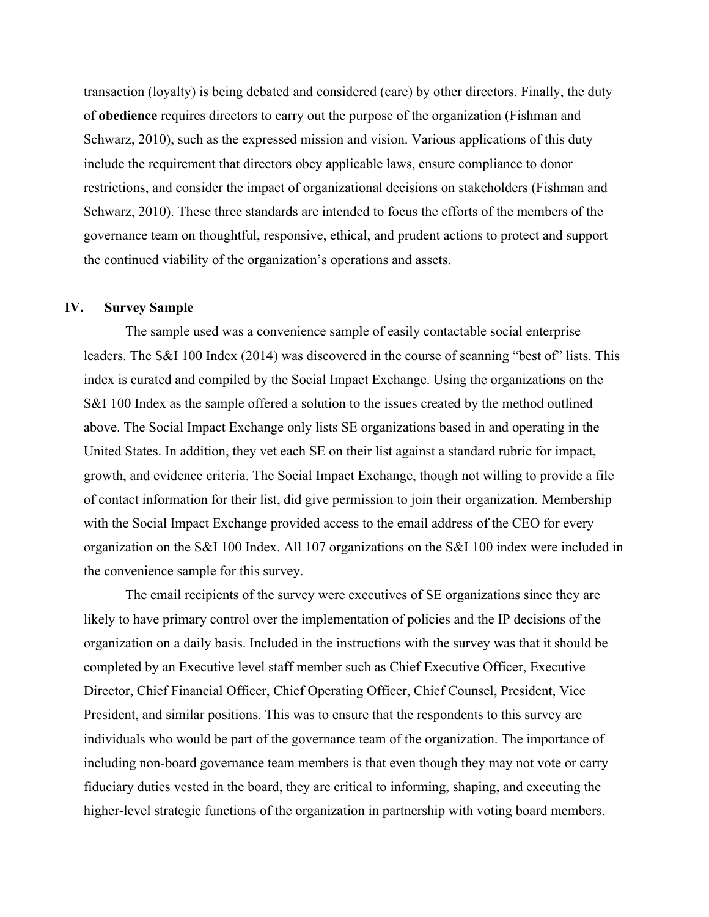transaction (loyalty) is being debated and considered (care) by other directors. Finally, the duty of **obedience** requires directors to carry out the purpose of the organization (Fishman and Schwarz, 2010), such as the expressed mission and vision. Various applications of this duty include the requirement that directors obey applicable laws, ensure compliance to donor restrictions, and consider the impact of organizational decisions on stakeholders (Fishman and Schwarz, 2010). These three standards are intended to focus the efforts of the members of the governance team on thoughtful, responsive, ethical, and prudent actions to protect and support the continued viability of the organization's operations and assets.

## IV. Survey Sample

The sample used was a convenience sample of easily contactable social enterprise leaders. The S&I 100 Index (2014) was discovered in the course of scanning "best of" lists. This index is curated and compiled by the Social Impact Exchange. Using the organizations on the S&I 100 Index as the sample offered a solution to the issues created by the method outlined above. The Social Impact Exchange only lists SE organizations based in and operating in the United States. In addition, they vet each SE on their list against a standard rubric for impact, growth, and evidence criteria. The Social Impact Exchange, though not willing to provide a file of contact information for their list, did give permission to join their organization. Membership with the Social Impact Exchange provided access to the email address of the CEO for every organization on the S&I 100 Index. All 107 organizations on the S&I 100 index were included in the convenience sample for this survey.

The email recipients of the survey were executives of SE organizations since they are likely to have primary control over the implementation of policies and the IP decisions of the organization on a daily basis. Included in the instructions with the survey was that it should be completed by an Executive level staff member such as Chief Executive Officer, Executive Director, Chief Financial Officer, Chief Operating Officer, Chief Counsel, President, Vice President, and similar positions. This was to ensure that the respondents to this survey are individuals who would be part of the governance team of the organization. The importance of including non-board governance team members is that even though they may not vote or carry fiduciary duties vested in the board, they are critical to informing, shaping, and executing the higher-level strategic functions of the organization in partnership with voting board members.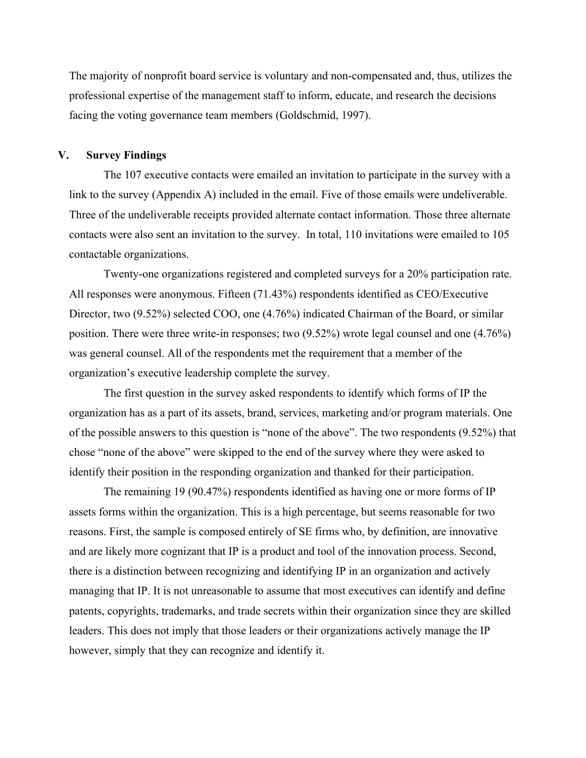The majority of nonprofit board service is voluntary and non-compensated and, thus, utilizes the professional expertise of the management staff to inform, educate, and research the decisions facing the voting governance team members (Goldschmid, 1997).

## V. Survey Findings

The 107 executive contacts were emailed an invitation to participate in the survey with a link to the survey (Appendix A) included in the email. Five of those emails were undeliverable. Three of the undeliverable receipts provided alternate contact information. Those three alternate contacts were also sent an invitation to the survey. In total, 110 invitations were emailed to 105 contactable organizations.

Twenty-one organizations registered and completed surveys for a 20% participation rate. All responses were anonymous. Fifteen (71.43%) respondents identified as CEO/Executive Director, two (9.52%) selected COO, one (4.76%) indicated Chairman of the Board, or similar position. There were three write-in responses; two (9.52%) wrote legal counsel and one (4.76%) was general counsel. All of the respondents met the requirement that a member of the organization's executive leadership complete the survey.

The first question in the survey asked respondents to identify which forms of IP the organization has as a part of its assets, brand, services, marketing and/or program materials. One of the possible answers to this question is "none of the above". The two respondents (9.52%) that chose "none of the above" were skipped to the end of the survey where they were asked to identify their position in the responding organization and thanked for their participation.

The remaining 19 (90.47%) respondents identified as having one or more forms of IP assets forms within the organization. This is a high percentage, but seems reasonable for two reasons. First, the sample is composed entirely of SE firms who, by definition, are innovative and are likely more cognizant that IP is a product and tool of the innovation process. Second, there is a distinction between recognizing and identifying IP in an organization and actively managing that IP. It is not unreasonable to assume that most executives can identify and define patents, copyrights, trademarks, and trade secrets within their organization since they are skilled leaders. This does not imply that those leaders or their organizations actively manage the IP however, simply that they can recognize and identify it.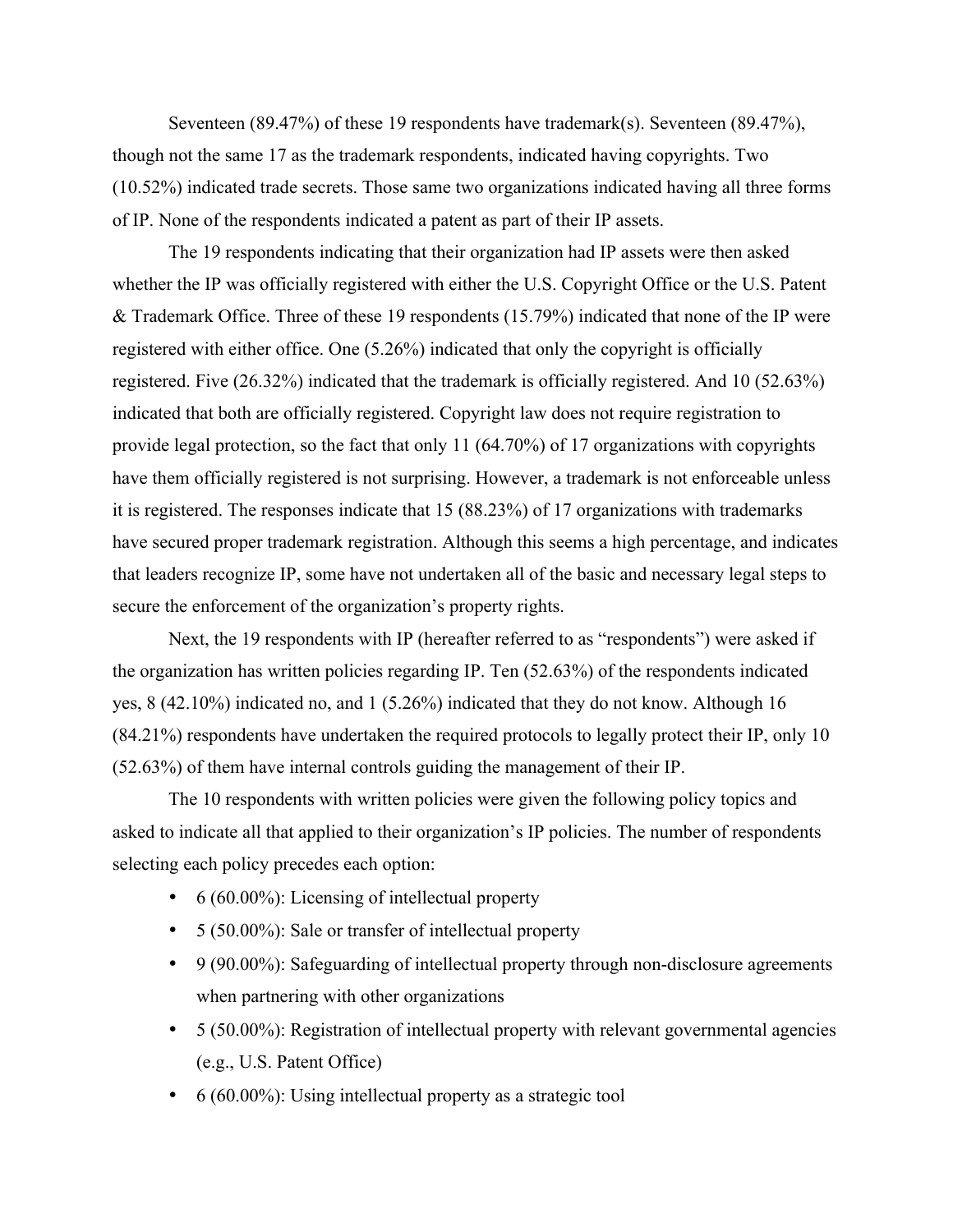Seventeen (89.47%) of these 19 respondents have trademark(s). Seventeen (89.47%), though not the same 17 as the trademark respondents, indicated having copyrights. Two (10.52%) indicated trade secrets. Those same two organizations indicated having all three forms of IP. None of the respondents indicated a patent as part of their IP assets.

The 19 respondents indicating that their organization had IP assets were then asked whether the IP was officially registered with either the U.S. Copyright Office or the U.S. Patent & Trademark Office. Three of these 19 respondents (15.79%) indicated that none of the IP were registered with either office. One (5.26%) indicated that only the copyright is officially registered. Five (26.32%) indicated that the trademark is officially registered. And 10 (52.63%) indicated that both are officially registered. Copyright law does not require registration to provide legal protection, so the fact that only 11 (64.70%) of 17 organizations with copyrights have them officially registered is not surprising. However, a trademark is not enforceable unless it is registered. The responses indicate that 15 (88.23%) of 17 organizations with trademarks have secured proper trademark registration. Although this seems a high percentage, and indicates that leaders recognize IP, some have not undertaken all of the basic and necessary legal steps to secure the enforcement of the organization's property rights.

Next, the 19 respondents with IP (hereafter referred to as "respondents") were asked if the organization has written policies regarding IP. Ten (52.63%) of the respondents indicated yes, 8 (42.10%) indicated no, and 1 (5.26%) indicated that they do not know. Although 16 (84.21%) respondents have undertaken the required protocols to legally protect their IP, only 10 (52.63%) of them have internal controls guiding the management of their IP.

The 10 respondents with written policies were given the following policy topics and asked to indicate all that applied to their organization's IP policies. The number of respondents selecting each policy precedes each option:

- 6 (60.00%): Licensing of intellectual property
- 5 (50.00%): Sale or transfer of intellectual property
- 9 (90.00%): Safeguarding of intellectual property through non-disclosure agreements when partnering with other organizations
- 5 (50.00%): Registration of intellectual property with relevant governmental agencies (e.g., U.S. Patent Office)
- 6 (60.00%): Using intellectual property as a strategic tool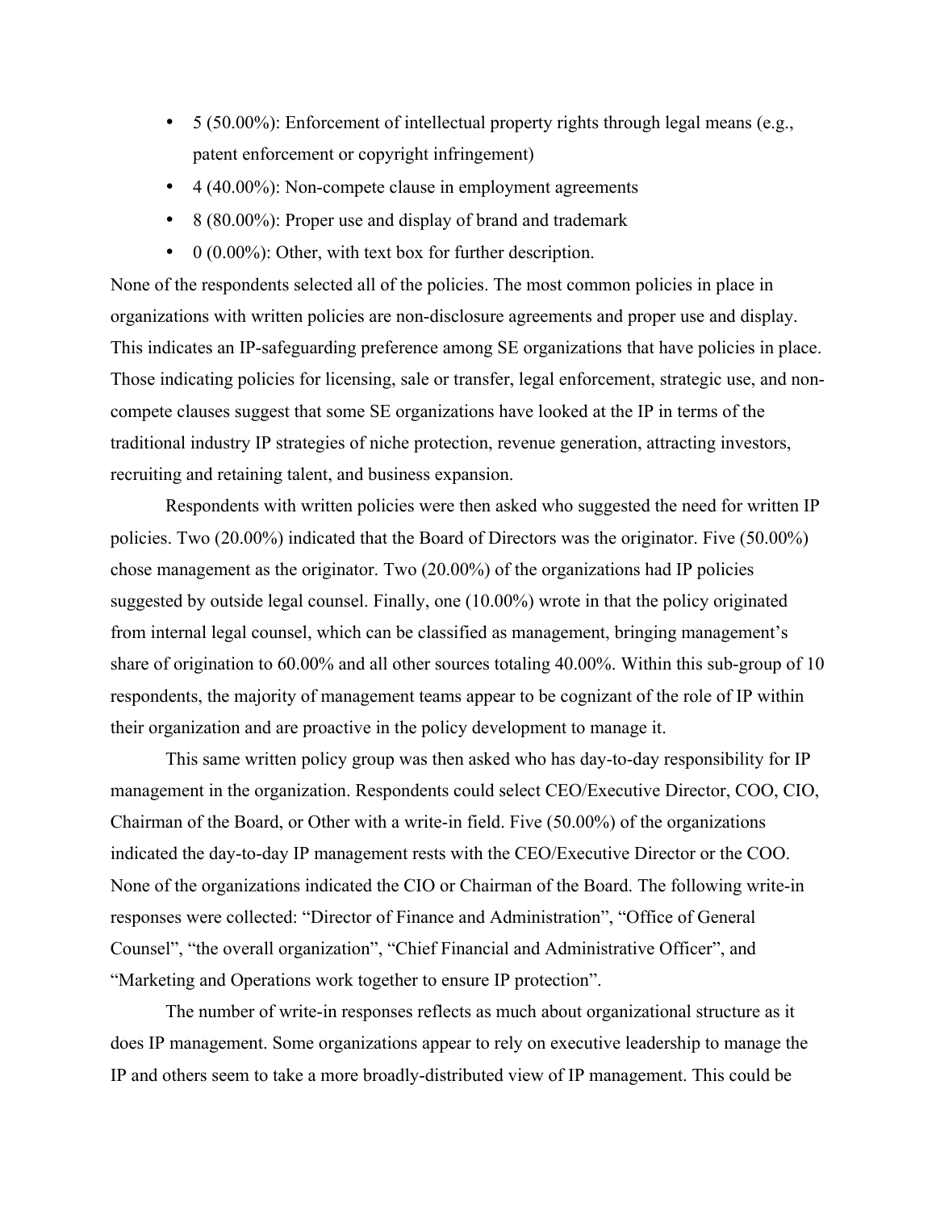- 5 (50.00%): Enforcement of intellectual property rights through legal means (e.g., patent enforcement or copyright infringement)
- 4 (40.00%): Non-compete clause in employment agreements
- 8 (80.00%): Proper use and display of brand and trademark
- 0 (0.00%): Other, with text box for further description.

None of the respondents selected all of the policies. The most common policies in place in organizations with written policies are non-disclosure agreements and proper use and display. This indicates an IP-safeguarding preference among SE organizations that have policies in place. Those indicating policies for licensing, sale or transfer, legal enforcement, strategic use, and non-compete clauses suggest that some SE organizations have looked at the IP in terms of the traditional industry IP strategies of niche protection, revenue generation, attracting investors, recruiting and retaining talent, and business expansion.

Respondents with written policies were then asked who suggested the need for written IP policies. Two (20.00%) indicated that the Board of Directors was the originator. Five (50.00%) chose management as the originator. Two (20.00%) of the organizations had IP policies suggested by outside legal counsel. Finally, one (10.00%) wrote in that the policy originated from internal legal counsel, which can be classified as management, bringing management's share of origination to 60.00% and all other sources totaling 40.00%. Within this sub-group of 10 respondents, the majority of management teams appear to be cognizant of the role of IP within their organization and are proactive in the policy development to manage it.

This same written policy group was then asked who has day-to-day responsibility for IP management in the organization. Respondents could select CEO/Executive Director, COO, CIO, Chairman of the Board, or Other with a write-in field. Five (50.00%) of the organizations indicated the day-to-day IP management rests with the CEO/Executive Director or the COO. None of the organizations indicated the CIO or Chairman of the Board. The following write-in responses were collected: "Director of Finance and Administration", "Office of General Counsel", "the overall organization", "Chief Financial and Administrative Officer", and "Marketing and Operations work together to ensure IP protection".

The number of write-in responses reflects as much about organizational structure as it does IP management. Some organizations appear to rely on executive leadership to manage the IP and others seem to take a more broadly-distributed view of IP management. This could be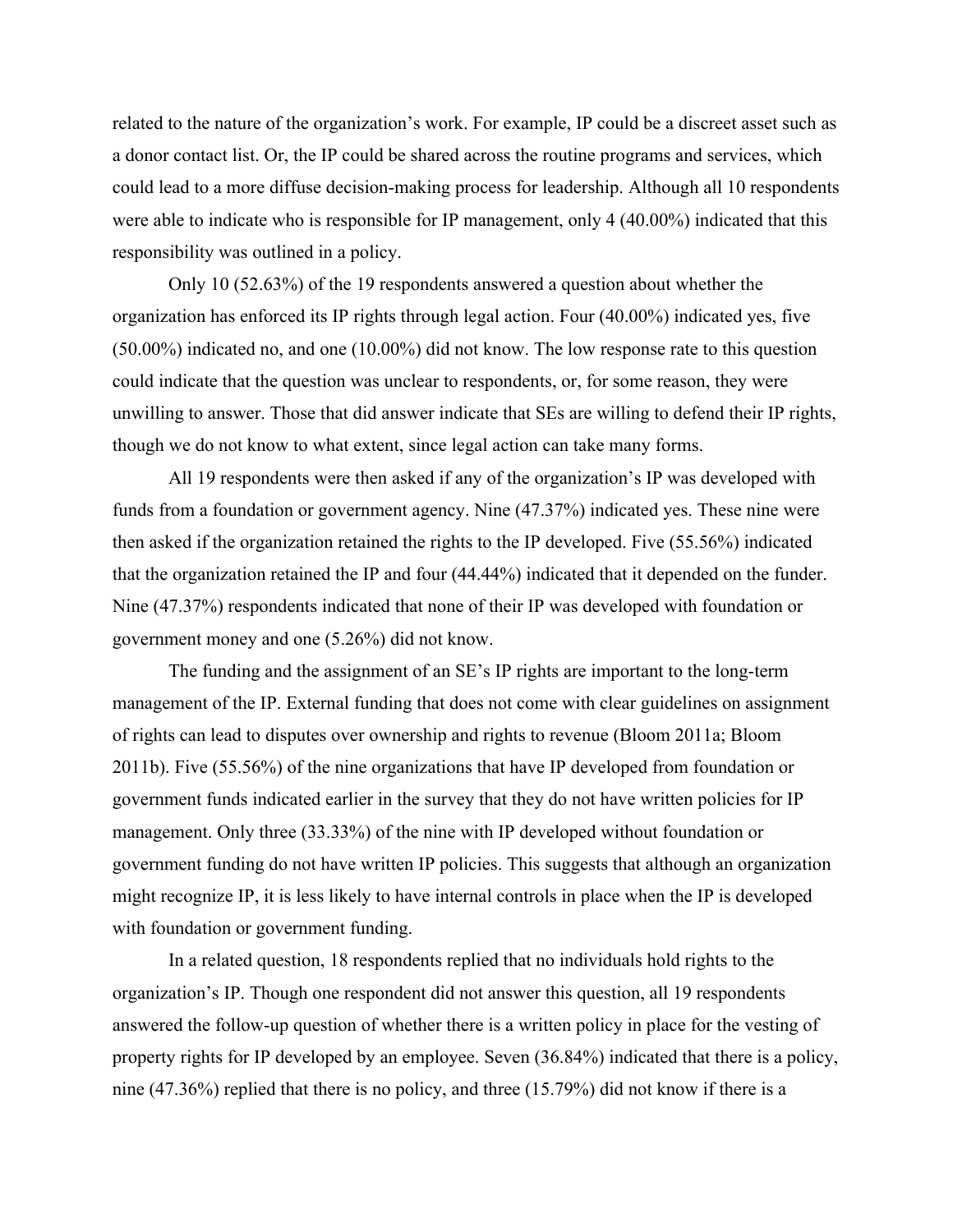related to the nature of the organization's work. For example, IP could be a discreet asset such as a donor contact list. Or, the IP could be shared across the routine programs and services, which could lead to a more diffuse decision-making process for leadership. Although all 10 respondents were able to indicate who is responsible for IP management, only 4 (40.00%) indicated that this responsibility was outlined in a policy.

Only 10 (52.63%) of the 19 respondents answered a question about whether the organization has enforced its IP rights through legal action. Four (40.00%) indicated yes, five (50.00%) indicated no, and one (10.00%) did not know. The low response rate to this question could indicate that the question was unclear to respondents, or, for some reason, they were unwilling to answer. Those that did answer indicate that SEs are willing to defend their IP rights, though we do not know to what extent, since legal action can take many forms.

All 19 respondents were then asked if any of the organization's IP was developed with funds from a foundation or government agency. Nine (47.37%) indicated yes. These nine were then asked if the organization retained the rights to the IP developed. Five (55.56%) indicated that the organization retained the IP and four (44.44%) indicated that it depended on the funder. Nine (47.37%) respondents indicated that none of their IP was developed with foundation or government money and one (5.26%) did not know.

The funding and the assignment of an SE's IP rights are important to the long-term management of the IP. External funding that does not come with clear guidelines on assignment of rights can lead to disputes over ownership and rights to revenue (Bloom 2011a; Bloom 2011b). Five (55.56%) of the nine organizations that have IP developed from foundation or government funds indicated earlier in the survey that they do not have written policies for IP management. Only three (33.33%) of the nine with IP developed without foundation or government funding do not have written IP policies. This suggests that although an organization might recognize IP, it is less likely to have internal controls in place when the IP is developed with foundation or government funding.

In a related question, 18 respondents replied that no individuals hold rights to the organization's IP. Though one respondent did not answer this question, all 19 respondents answered the follow-up question of whether there is a written policy in place for the vesting of property rights for IP developed by an employee. Seven (36.84%) indicated that there is a policy, nine (47.36%) replied that there is no policy, and three (15.79%) did not know if there is a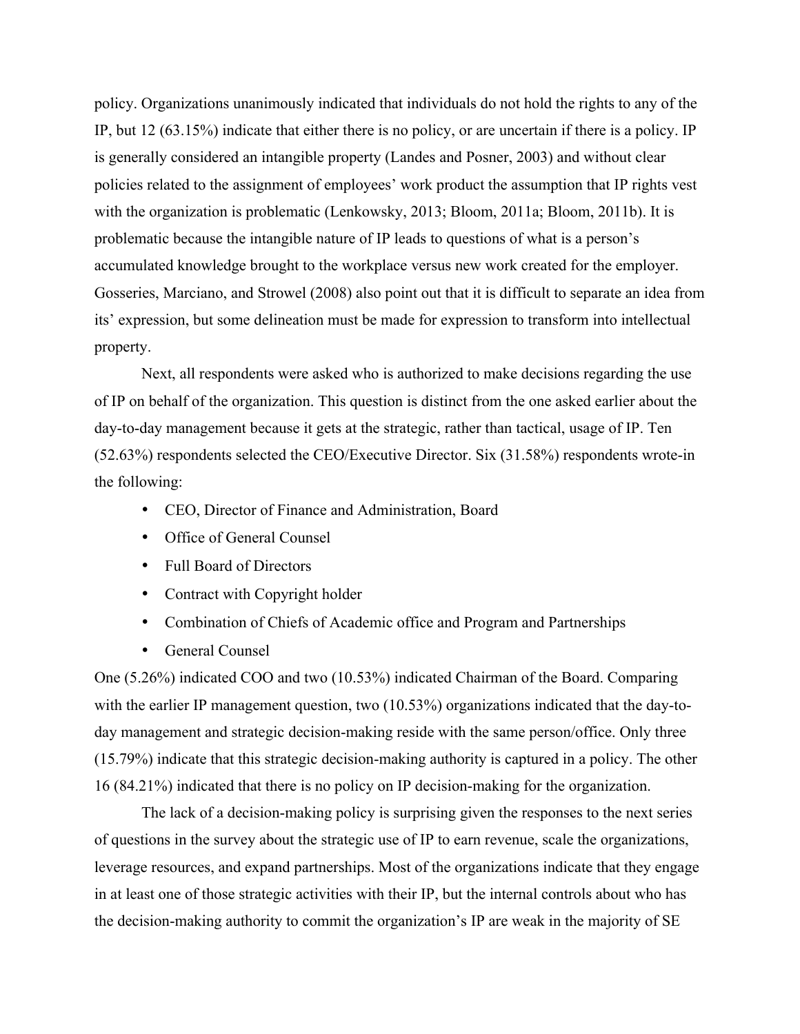policy. Organizations unanimously indicated that individuals do not hold the rights to any of the IP, but 12 (63.15%) indicate that either there is no policy, or are uncertain if there is a policy. IP is generally considered an intangible property (Landes and Posner, 2003) and without clear policies related to the assignment of employees' work product the assumption that IP rights vest with the organization is problematic (Lenkowsky, 2013; Bloom, 2011a; Bloom, 2011b). It is problematic because the intangible nature of IP leads to questions of what is a person's accumulated knowledge brought to the workplace versus new work created for the employer. Gosseries, Marciano, and Strowel (2008) also point out that it is difficult to separate an idea from its' expression, but some delineation must be made for expression to transform into intellectual property.

Next, all respondents were asked who is authorized to make decisions regarding the use of IP on behalf of the organization. This question is distinct from the one asked earlier about the day-to-day management because it gets at the strategic, rather than tactical, usage of IP. Ten (52.63%) respondents selected the CEO/Executive Director. Six (31.58%) respondents wrote-in the following:

- CEO, Director of Finance and Administration, Board
- Office of General Counsel
- Full Board of Directors
- Contract with Copyright holder
- Combination of Chiefs of Academic office and Program and Partnerships
- General Counsel

One (5.26%) indicated COO and two (10.53%) indicated Chairman of the Board. Comparing with the earlier IP management question, two (10.53%) organizations indicated that the day-to-day management and strategic decision-making reside with the same person/office. Only three (15.79%) indicate that this strategic decision-making authority is captured in a policy. The other 16 (84.21%) indicated that there is no policy on IP decision-making for the organization.

The lack of a decision-making policy is surprising given the responses to the next series of questions in the survey about the strategic use of IP to earn revenue, scale the organizations, leverage resources, and expand partnerships. Most of the organizations indicate that they engage in at least one of those strategic activities with their IP, but the internal controls about who has the decision-making authority to commit the organization's IP are weak in the majority of SE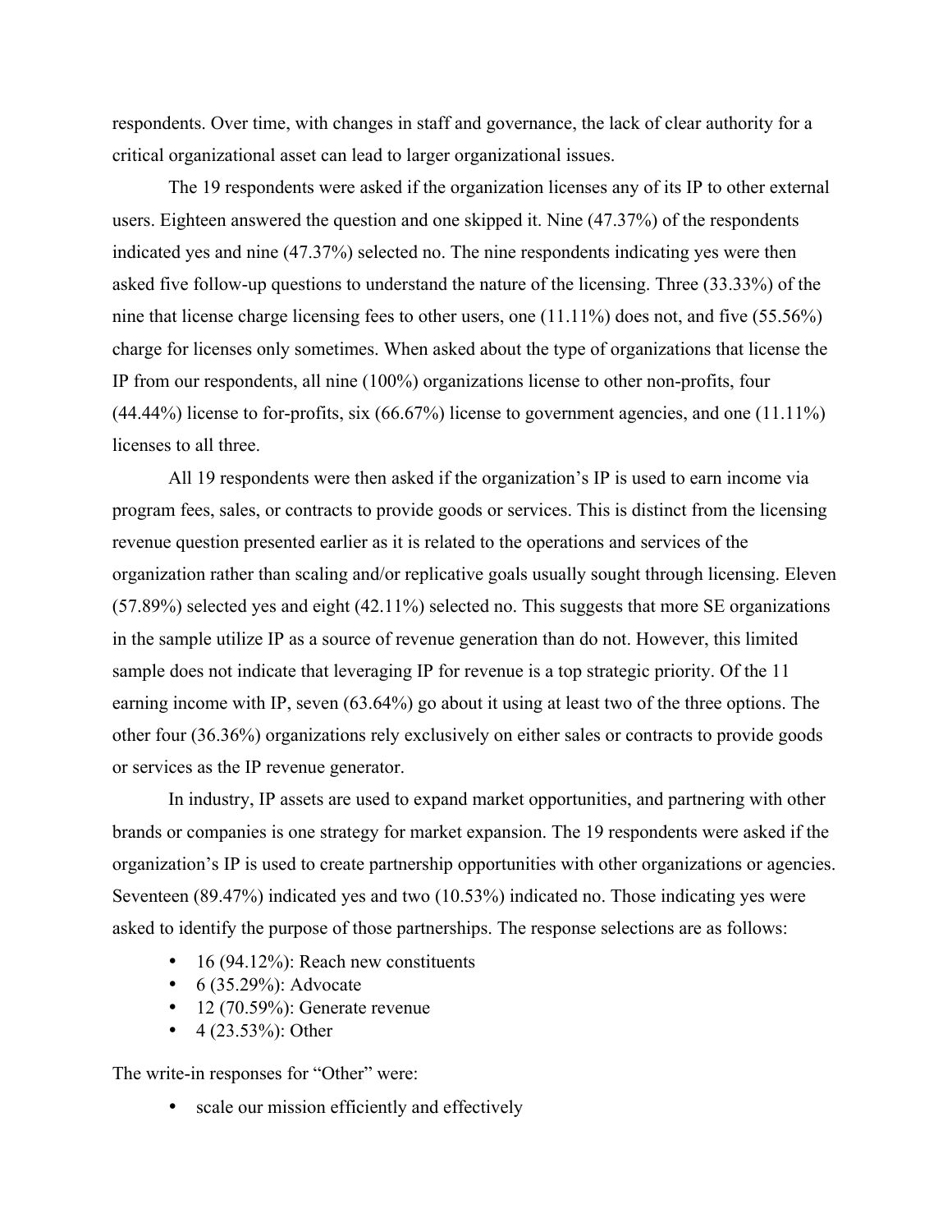respondents. Over time, with changes in staff and governance, the lack of clear authority for a critical organizational asset can lead to larger organizational issues.

The 19 respondents were asked if the organization licenses any of its IP to other external users. Eighteen answered the question and one skipped it. Nine (47.37%) of the respondents indicated yes and nine (47.37%) selected no. The nine respondents indicating yes were then asked five follow-up questions to understand the nature of the licensing. Three (33.33%) of the nine that license charge licensing fees to other users, one (11.11%) does not, and five (55.56%) charge for licenses only sometimes. When asked about the type of organizations that license the IP from our respondents, all nine (100%) organizations license to other non-profits, four (44.44%) license to for-profits, six (66.67%) license to government agencies, and one (11.11%) licenses to all three.

All 19 respondents were then asked if the organization's IP is used to earn income via program fees, sales, or contracts to provide goods or services. This is distinct from the licensing revenue question presented earlier as it is related to the operations and services of the organization rather than scaling and/or replicative goals usually sought through licensing. Eleven (57.89%) selected yes and eight (42.11%) selected no. This suggests that more SE organizations in the sample utilize IP as a source of revenue generation than do not. However, this limited sample does not indicate that leveraging IP for revenue is a top strategic priority. Of the 11 earning income with IP, seven (63.64%) go about it using at least two of the three options. The other four (36.36%) organizations rely exclusively on either sales or contracts to provide goods or services as the IP revenue generator.

In industry, IP assets are used to expand market opportunities, and partnering with other brands or companies is one strategy for market expansion. The 19 respondents were asked if the organization's IP is used to create partnership opportunities with other organizations or agencies. Seventeen (89.47%) indicated yes and two (10.53%) indicated no. Those indicating yes were asked to identify the purpose of those partnerships. The response selections are as follows:

- 16 (94.12%): Reach new constituents
- 6 (35.29%): Advocate
- 12 (70.59%): Generate revenue
- 4 (23.53%): Other

The write-in responses for "Other" were:

- scale our mission efficiently and effectively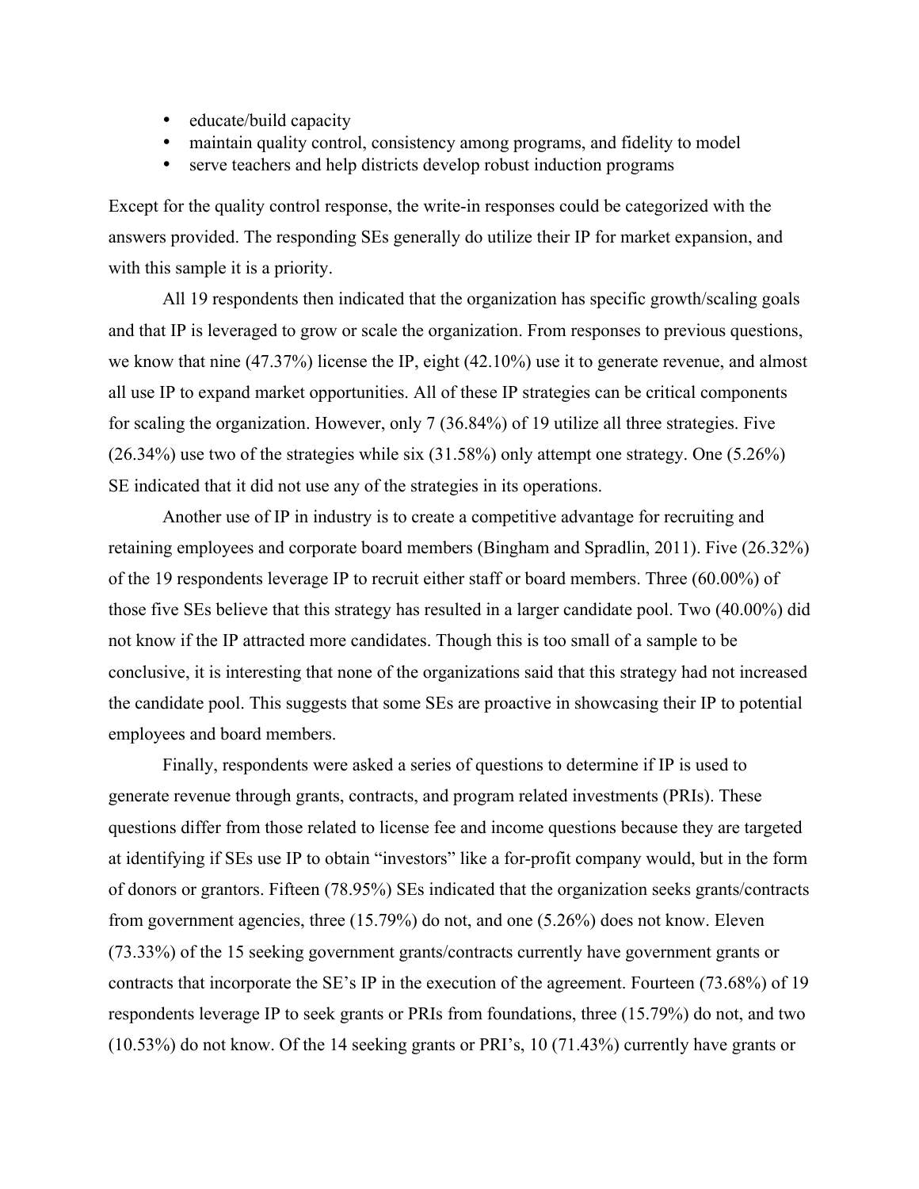- educate/build capacity
- maintain quality control, consistency among programs, and fidelity to model
- serve teachers and help districts develop robust induction programs

Except for the quality control response, the write-in responses could be categorized with the answers provided. The responding SEs generally do utilize their IP for market expansion, and with this sample it is a priority.

All 19 respondents then indicated that the organization has specific growth/scaling goals and that IP is leveraged to grow or scale the organization. From responses to previous questions, we know that nine (47.37%) license the IP, eight (42.10%) use it to generate revenue, and almost all use IP to expand market opportunities. All of these IP strategies can be critical components for scaling the organization. However, only 7 (36.84%) of 19 utilize all three strategies. Five (26.34%) use two of the strategies while six (31.58%) only attempt one strategy. One (5.26%) SE indicated that it did not use any of the strategies in its operations.

Another use of IP in industry is to create a competitive advantage for recruiting and retaining employees and corporate board members (Bingham and Spradlin, 2011). Five (26.32%) of the 19 respondents leverage IP to recruit either staff or board members. Three (60.00%) of those five SEs believe that this strategy has resulted in a larger candidate pool. Two (40.00%) did not know if the IP attracted more candidates. Though this is too small of a sample to be conclusive, it is interesting that none of the organizations said that this strategy had not increased the candidate pool. This suggests that some SEs are proactive in showcasing their IP to potential employees and board members.

Finally, respondents were asked a series of questions to determine if IP is used to generate revenue through grants, contracts, and program related investments (PRIs). These questions differ from those related to license fee and income questions because they are targeted at identifying if SEs use IP to obtain "investors" like a for-profit company would, but in the form of donors or grantors. Fifteen (78.95%) SEs indicated that the organization seeks grants/contracts from government agencies, three (15.79%) do not, and one (5.26%) does not know. Eleven (73.33%) of the 15 seeking government grants/contracts currently have government grants or contracts that incorporate the SE's IP in the execution of the agreement. Fourteen (73.68%) of 19 respondents leverage IP to seek grants or PRIs from foundations, three (15.79%) do not, and two (10.53%) do not know. Of the 14 seeking grants or PRI's, 10 (71.43%) currently have grants or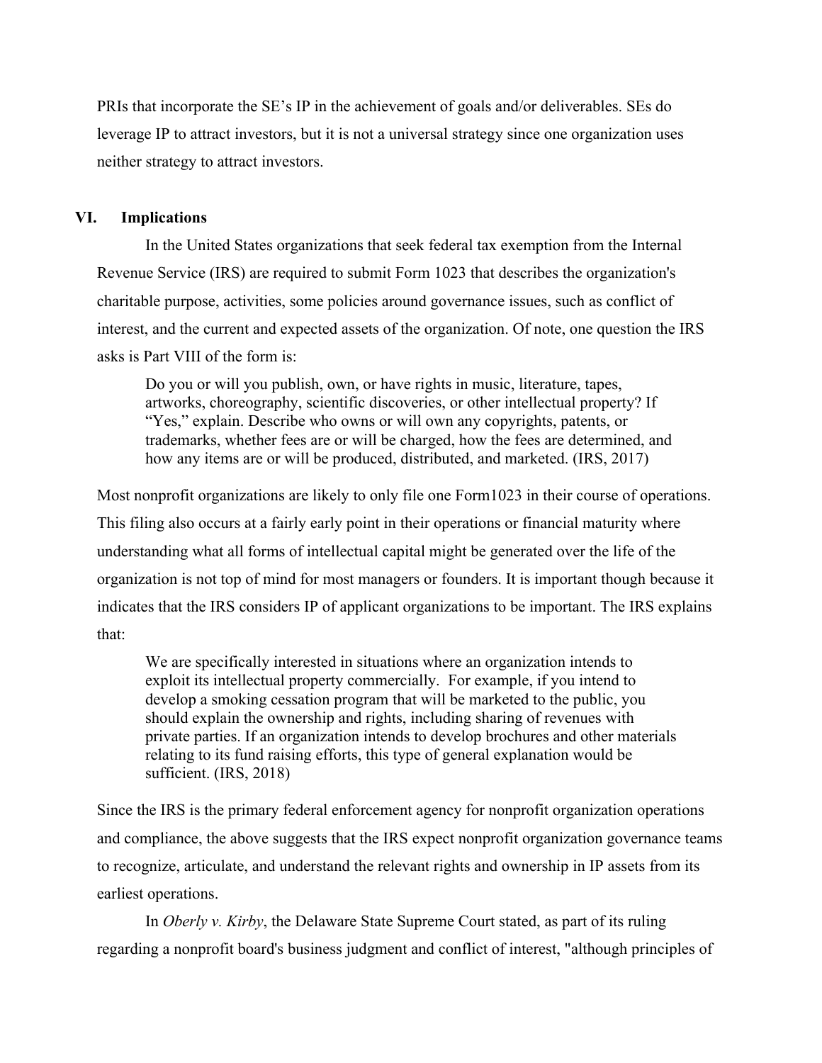PRIs that incorporate the SE's IP in the achievement of goals and/or deliverables. SEs do leverage IP to attract investors, but it is not a universal strategy since one organization uses neither strategy to attract investors.

## VI. Implications

In the United States organizations that seek federal tax exemption from the Internal Revenue Service (IRS) are required to submit Form 1023 that describes the organization's charitable purpose, activities, some policies around governance issues, such as conflict of interest, and the current and expected assets of the organization. Of note, one question the IRS asks is Part VIII of the form is:

> Do you or will you publish, own, or have rights in music, literature, tapes, artworks, choreography, scientific discoveries, or other intellectual property? If "Yes," explain. Describe who owns or will own any copyrights, patents, or trademarks, whether fees are or will be charged, how the fees are determined, and how any items are or will be produced, distributed, and marketed. (IRS, 2017)

Most nonprofit organizations are likely to only file one Form1023 in their course of operations. This filing also occurs at a fairly early point in their operations or financial maturity where understanding what all forms of intellectual capital might be generated over the life of the organization is not top of mind for most managers or founders. It is important though because it indicates that the IRS considers IP of applicant organizations to be important. The IRS explains that:

> We are specifically interested in situations where an organization intends to exploit its intellectual property commercially. For example, if you intend to develop a smoking cessation program that will be marketed to the public, you should explain the ownership and rights, including sharing of revenues with private parties. If an organization intends to develop brochures and other materials relating to its fund raising efforts, this type of general explanation would be sufficient. (IRS, 2018)

Since the IRS is the primary federal enforcement agency for nonprofit organization operations and compliance, the above suggests that the IRS expect nonprofit organization governance teams to recognize, articulate, and understand the relevant rights and ownership in IP assets from its earliest operations.

In *Oberly v. Kirby*, the Delaware State Supreme Court stated, as part of its ruling regarding a nonprofit board's business judgment and conflict of interest, "although principles of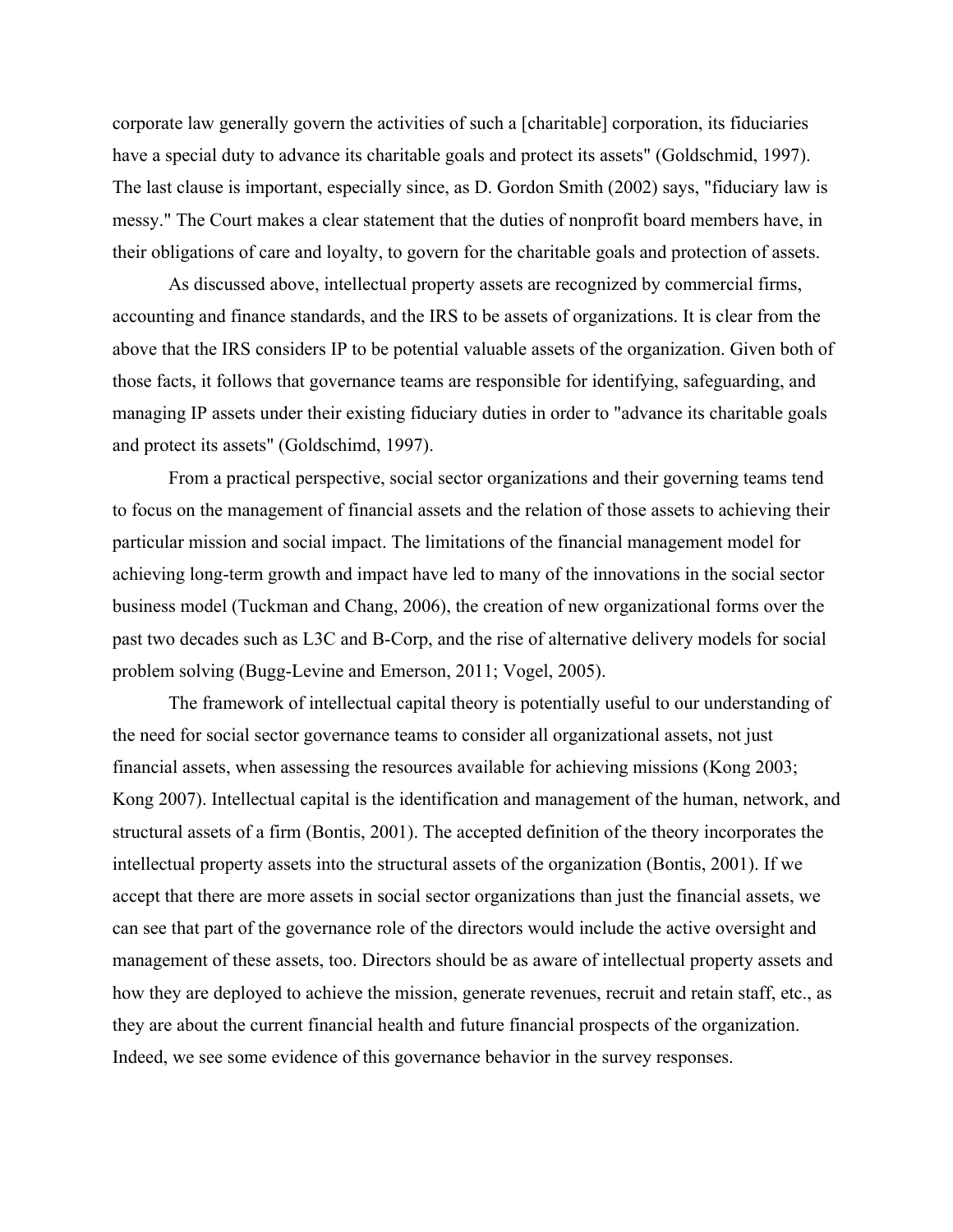corporate law generally govern the activities of such a [charitable] corporation, its fiduciaries have a special duty to advance its charitable goals and protect its assets" (Goldschmid, 1997). The last clause is important, especially since, as D. Gordon Smith (2002) says, "fiduciary law is messy." The Court makes a clear statement that the duties of nonprofit board members have, in their obligations of care and loyalty, to govern for the charitable goals and protection of assets.

As discussed above, intellectual property assets are recognized by commercial firms, accounting and finance standards, and the IRS to be assets of organizations. It is clear from the above that the IRS considers IP to be potential valuable assets of the organization. Given both of those facts, it follows that governance teams are responsible for identifying, safeguarding, and managing IP assets under their existing fiduciary duties in order to "advance its charitable goals and protect its assets" (Goldschimd, 1997).

From a practical perspective, social sector organizations and their governing teams tend to focus on the management of financial assets and the relation of those assets to achieving their particular mission and social impact. The limitations of the financial management model for achieving long-term growth and impact have led to many of the innovations in the social sector business model (Tuckman and Chang, 2006), the creation of new organizational forms over the past two decades such as L3C and B-Corp, and the rise of alternative delivery models for social problem solving (Bugg-Levine and Emerson, 2011; Vogel, 2005).

The framework of intellectual capital theory is potentially useful to our understanding of the need for social sector governance teams to consider all organizational assets, not just financial assets, when assessing the resources available for achieving missions (Kong 2003; Kong 2007). Intellectual capital is the identification and management of the human, network, and structural assets of a firm (Bontis, 2001). The accepted definition of the theory incorporates the intellectual property assets into the structural assets of the organization (Bontis, 2001). If we accept that there are more assets in social sector organizations than just the financial assets, we can see that part of the governance role of the directors would include the active oversight and management of these assets, too. Directors should be as aware of intellectual property assets and how they are deployed to achieve the mission, generate revenues, recruit and retain staff, etc., as they are about the current financial health and future financial prospects of the organization. Indeed, we see some evidence of this governance behavior in the survey responses.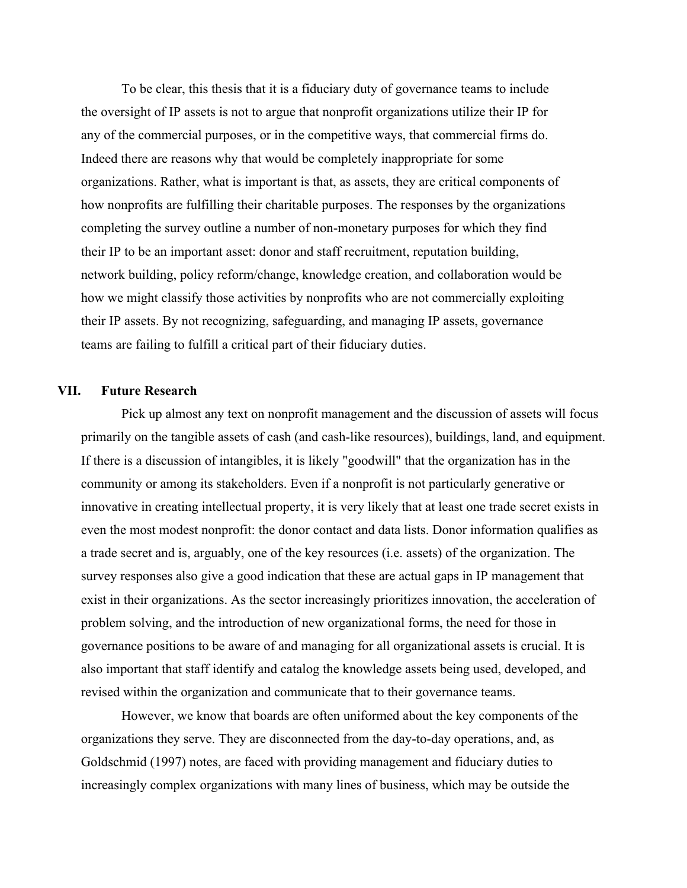To be clear, this thesis that it is a fiduciary duty of governance teams to include the oversight of IP assets is not to argue that nonprofit organizations utilize their IP for any of the commercial purposes, or in the competitive ways, that commercial firms do. Indeed there are reasons why that would be completely inappropriate for some organizations. Rather, what is important is that, as assets, they are critical components of how nonprofits are fulfilling their charitable purposes. The responses by the organizations completing the survey outline a number of non-monetary purposes for which they find their IP to be an important asset: donor and staff recruitment, reputation building, network building, policy reform/change, knowledge creation, and collaboration would be how we might classify those activities by nonprofits who are not commercially exploiting their IP assets. By not recognizing, safeguarding, and managing IP assets, governance teams are failing to fulfill a critical part of their fiduciary duties.

## VII. Future Research

Pick up almost any text on nonprofit management and the discussion of assets will focus primarily on the tangible assets of cash (and cash-like resources), buildings, land, and equipment. If there is a discussion of intangibles, it is likely "goodwill" that the organization has in the community or among its stakeholders. Even if a nonprofit is not particularly generative or innovative in creating intellectual property, it is very likely that at least one trade secret exists in even the most modest nonprofit: the donor contact and data lists. Donor information qualifies as a trade secret and is, arguably, one of the key resources (i.e. assets) of the organization. The survey responses also give a good indication that these are actual gaps in IP management that exist in their organizations. As the sector increasingly prioritizes innovation, the acceleration of problem solving, and the introduction of new organizational forms, the need for those in governance positions to be aware of and managing for all organizational assets is crucial. It is also important that staff identify and catalog the knowledge assets being used, developed, and revised within the organization and communicate that to their governance teams.

However, we know that boards are often uniformed about the key components of the organizations they serve. They are disconnected from the day-to-day operations, and, as Goldschmid (1997) notes, are faced with providing management and fiduciary duties to increasingly complex organizations with many lines of business, which may be outside the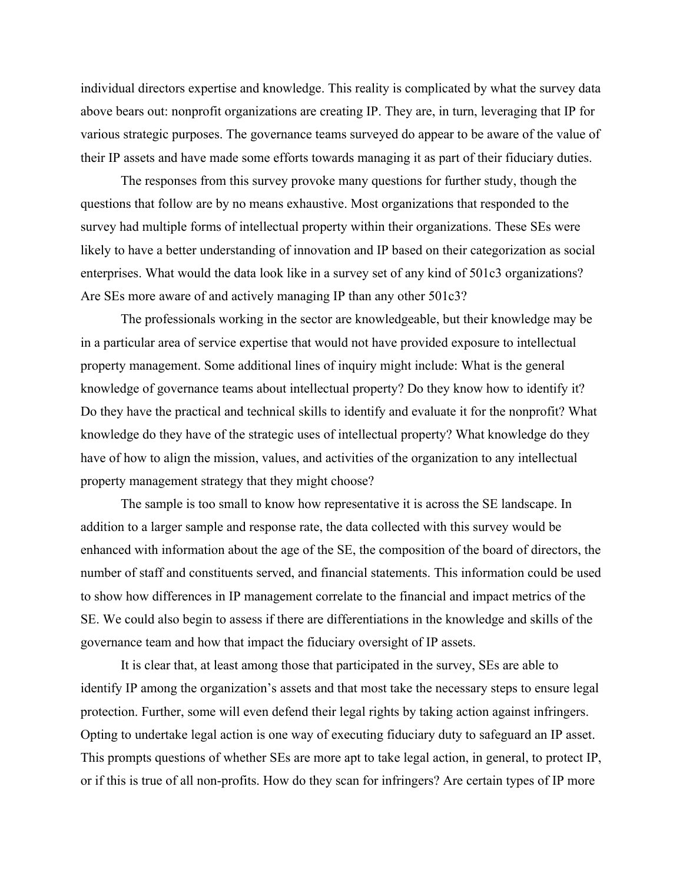individual directors expertise and knowledge. This reality is complicated by what the survey data above bears out: nonprofit organizations are creating IP. They are, in turn, leveraging that IP for various strategic purposes. The governance teams surveyed do appear to be aware of the value of their IP assets and have made some efforts towards managing it as part of their fiduciary duties.

The responses from this survey provoke many questions for further study, though the questions that follow are by no means exhaustive. Most organizations that responded to the survey had multiple forms of intellectual property within their organizations. These SEs were likely to have a better understanding of innovation and IP based on their categorization as social enterprises. What would the data look like in a survey set of any kind of 501c3 organizations? Are SEs more aware of and actively managing IP than any other 501c3?

The professionals working in the sector are knowledgeable, but their knowledge may be in a particular area of service expertise that would not have provided exposure to intellectual property management. Some additional lines of inquiry might include: What is the general knowledge of governance teams about intellectual property? Do they know how to identify it? Do they have the practical and technical skills to identify and evaluate it for the nonprofit? What knowledge do they have of the strategic uses of intellectual property? What knowledge do they have of how to align the mission, values, and activities of the organization to any intellectual property management strategy that they might choose?

The sample is too small to know how representative it is across the SE landscape. In addition to a larger sample and response rate, the data collected with this survey would be enhanced with information about the age of the SE, the composition of the board of directors, the number of staff and constituents served, and financial statements. This information could be used to show how differences in IP management correlate to the financial and impact metrics of the SE. We could also begin to assess if there are differentiations in the knowledge and skills of the governance team and how that impact the fiduciary oversight of IP assets.

It is clear that, at least among those that participated in the survey, SEs are able to identify IP among the organization's assets and that most take the necessary steps to ensure legal protection. Further, some will even defend their legal rights by taking action against infringers. Opting to undertake legal action is one way of executing fiduciary duty to safeguard an IP asset. This prompts questions of whether SEs are more apt to take legal action, in general, to protect IP, or if this is true of all non-profits. How do they scan for infringers? Are certain types of IP more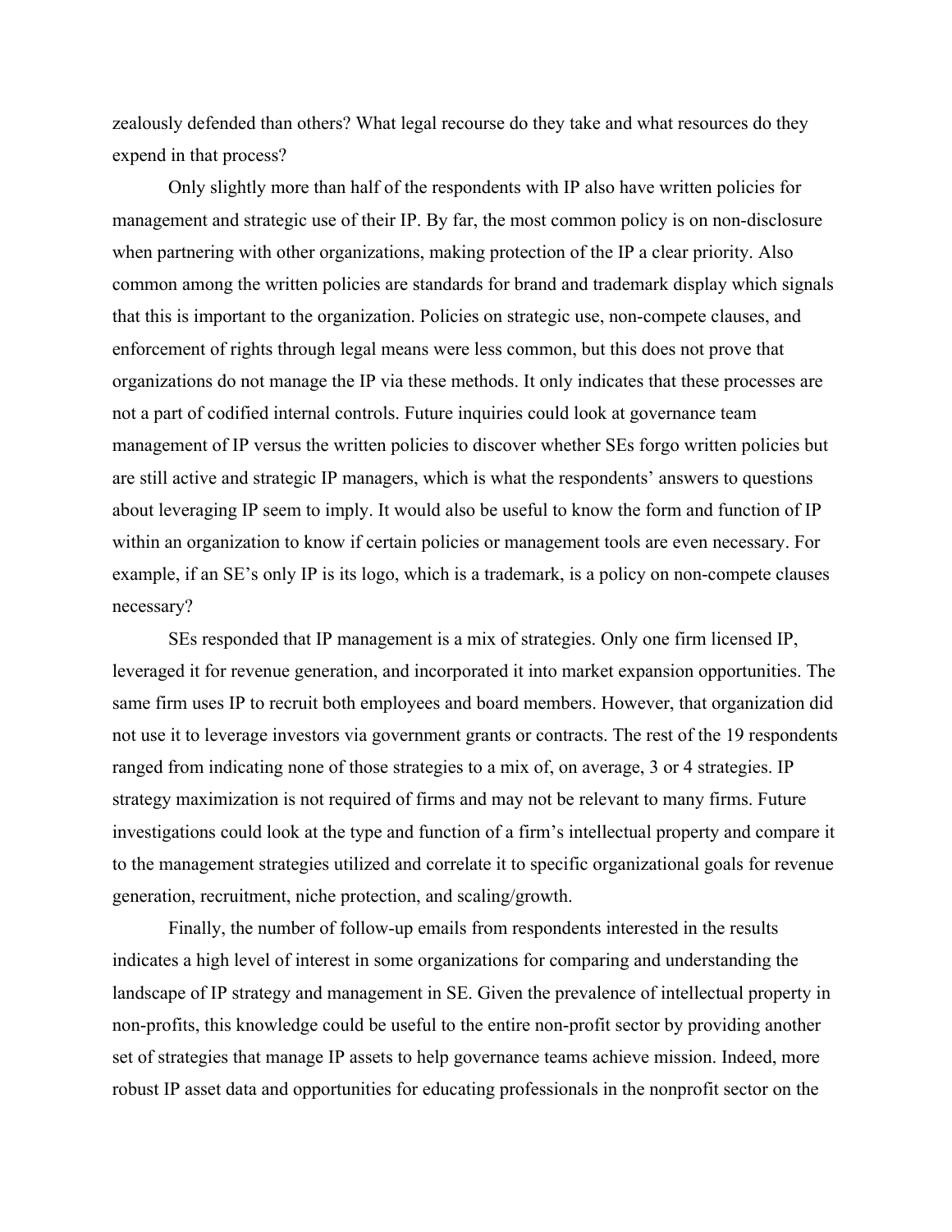zealously defended than others? What legal recourse do they take and what resources do they expend in that process?

Only slightly more than half of the respondents with IP also have written policies for management and strategic use of their IP. By far, the most common policy is on non-disclosure when partnering with other organizations, making protection of the IP a clear priority. Also common among the written policies are standards for brand and trademark display which signals that this is important to the organization. Policies on strategic use, non-compete clauses, and enforcement of rights through legal means were less common, but this does not prove that organizations do not manage the IP via these methods. It only indicates that these processes are not a part of codified internal controls. Future inquiries could look at governance team management of IP versus the written policies to discover whether SEs forgo written policies but are still active and strategic IP managers, which is what the respondents' answers to questions about leveraging IP seem to imply. It would also be useful to know the form and function of IP within an organization to know if certain policies or management tools are even necessary. For example, if an SE's only IP is its logo, which is a trademark, is a policy on non-compete clauses necessary?

SEs responded that IP management is a mix of strategies. Only one firm licensed IP, leveraged it for revenue generation, and incorporated it into market expansion opportunities. The same firm uses IP to recruit both employees and board members. However, that organization did not use it to leverage investors via government grants or contracts. The rest of the 19 respondents ranged from indicating none of those strategies to a mix of, on average, 3 or 4 strategies. IP strategy maximization is not required of firms and may not be relevant to many firms. Future investigations could look at the type and function of a firm's intellectual property and compare it to the management strategies utilized and correlate it to specific organizational goals for revenue generation, recruitment, niche protection, and scaling/growth.

Finally, the number of follow-up emails from respondents interested in the results indicates a high level of interest in some organizations for comparing and understanding the landscape of IP strategy and management in SE. Given the prevalence of intellectual property in non-profits, this knowledge could be useful to the entire non-profit sector by providing another set of strategies that manage IP assets to help governance teams achieve mission. Indeed, more robust IP asset data and opportunities for educating professionals in the nonprofit sector on the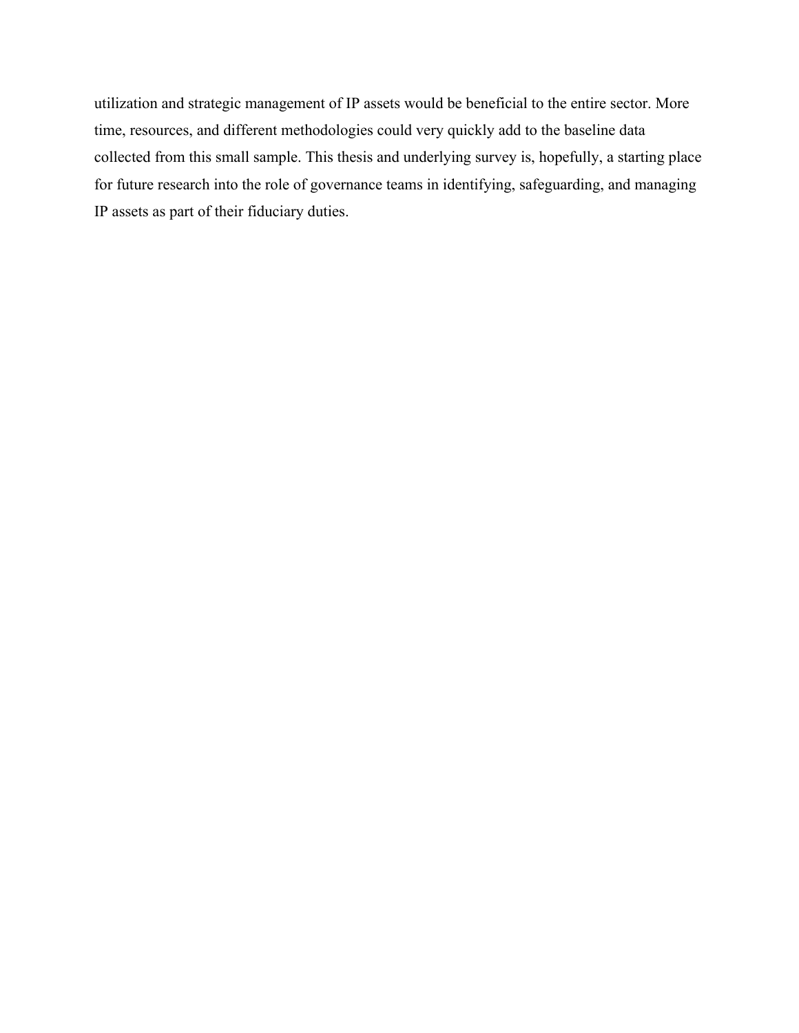utilization and strategic management of IP assets would be beneficial to the entire sector. More time, resources, and different methodologies could very quickly add to the baseline data collected from this small sample. This thesis and underlying survey is, hopefully, a starting place for future research into the role of governance teams in identifying, safeguarding, and managing IP assets as part of their fiduciary duties.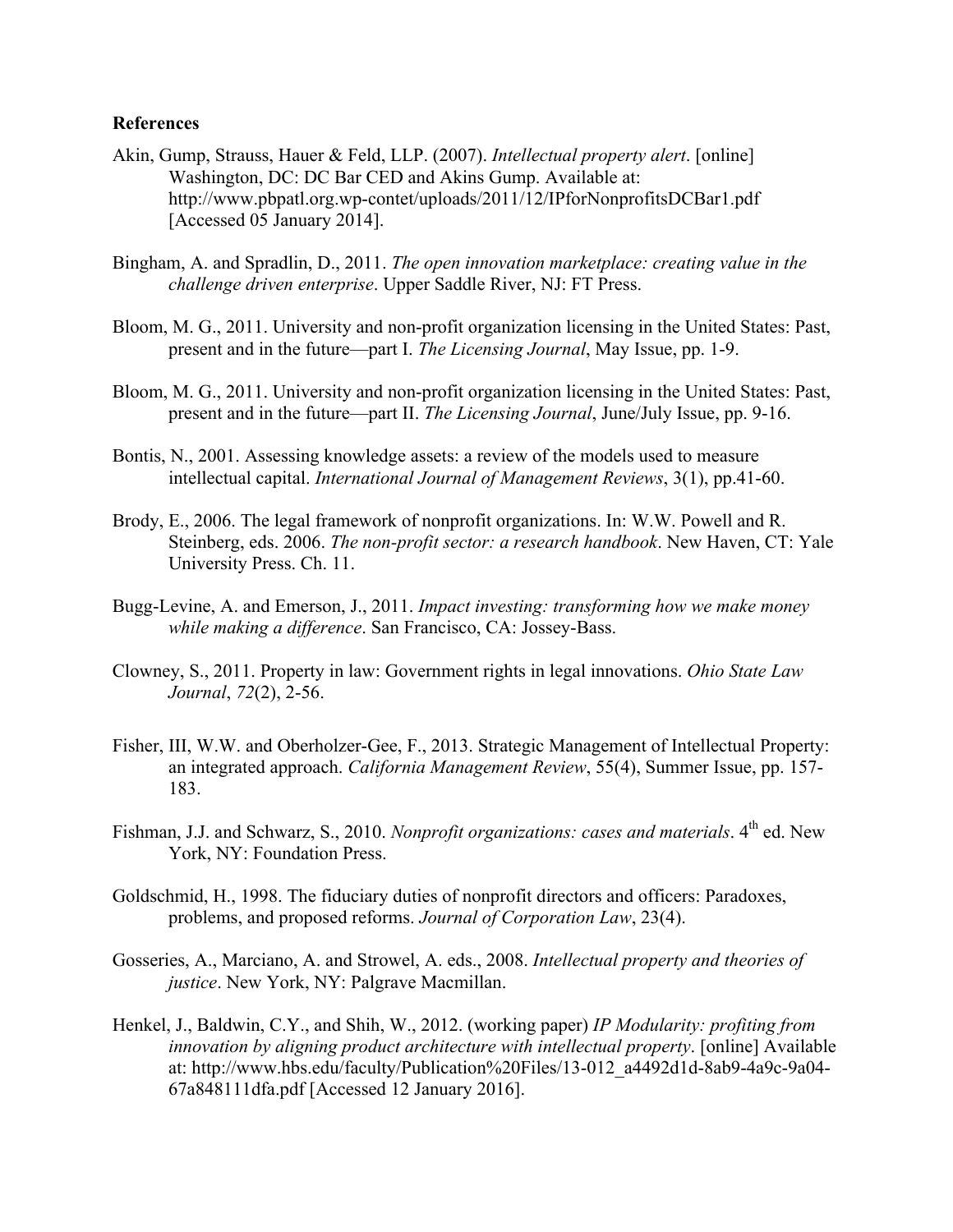**References**

Akin, Gump, Strauss, Hauer & Feld, LLP. (2007). *Intellectual property alert*. [online] Washington, DC: DC Bar CED and Akins Gump. Available at: http://www.pbpatl.org.wp-contet/uploads/2011/12/IPforNonprofitsDCBar1.pdf [Accessed 05 January 2014].

Bingham, A. and Spradlin, D., 2011. *The open innovation marketplace: creating value in the challenge driven enterprise*. Upper Saddle River, NJ: FT Press.

Bloom, M. G., 2011. University and non-profit organization licensing in the United States: Past, present and in the future—part I. *The Licensing Journal*, May Issue, pp. 1-9.

Bloom, M. G., 2011. University and non-profit organization licensing in the United States: Past, present and in the future—part II. *The Licensing Journal*, June/July Issue, pp. 9-16.

Bontis, N., 2001. Assessing knowledge assets: a review of the models used to measure intellectual capital. *International Journal of Management Reviews*, 3(1), pp.41-60.

Brody, E., 2006. The legal framework of nonprofit organizations. In: W.W. Powell and R. Steinberg, eds. 2006. *The non-profit sector: a research handbook*. New Haven, CT: Yale University Press. Ch. 11.

Bugg-Levine, A. and Emerson, J., 2011. *Impact investing: transforming how we make money while making a difference*. San Francisco, CA: Jossey-Bass.

Clowney, S., 2011. Property in law: Government rights in legal innovations. *Ohio State Law Journal*, *72*(2), 2-56.

Fisher, III, W.W. and Oberholzer-Gee, F., 2013. Strategic Management of Intellectual Property: an integrated approach. *California Management Review*, 55(4), Summer Issue, pp. 157-183.

Fishman, J.J. and Schwarz, S., 2010. *Nonprofit organizations: cases and materials*. 4th ed. New York, NY: Foundation Press.

Goldschmid, H., 1998. The fiduciary duties of nonprofit directors and officers: Paradoxes, problems, and proposed reforms. *Journal of Corporation Law*, 23(4).

Gosseries, A., Marciano, A. and Strowel, A. eds., 2008. *Intellectual property and theories of justice*. New York, NY: Palgrave Macmillan.

Henkel, J., Baldwin, C.Y., and Shih, W., 2012. (working paper) *IP Modularity: profiting from innovation by aligning product architecture with intellectual property*. [online] Available at: http://www.hbs.edu/faculty/Publication%20Files/13-012_a4492d1d-8ab9-4a9c-9a04-67a848111dfa.pdf [Accessed 12 January 2016].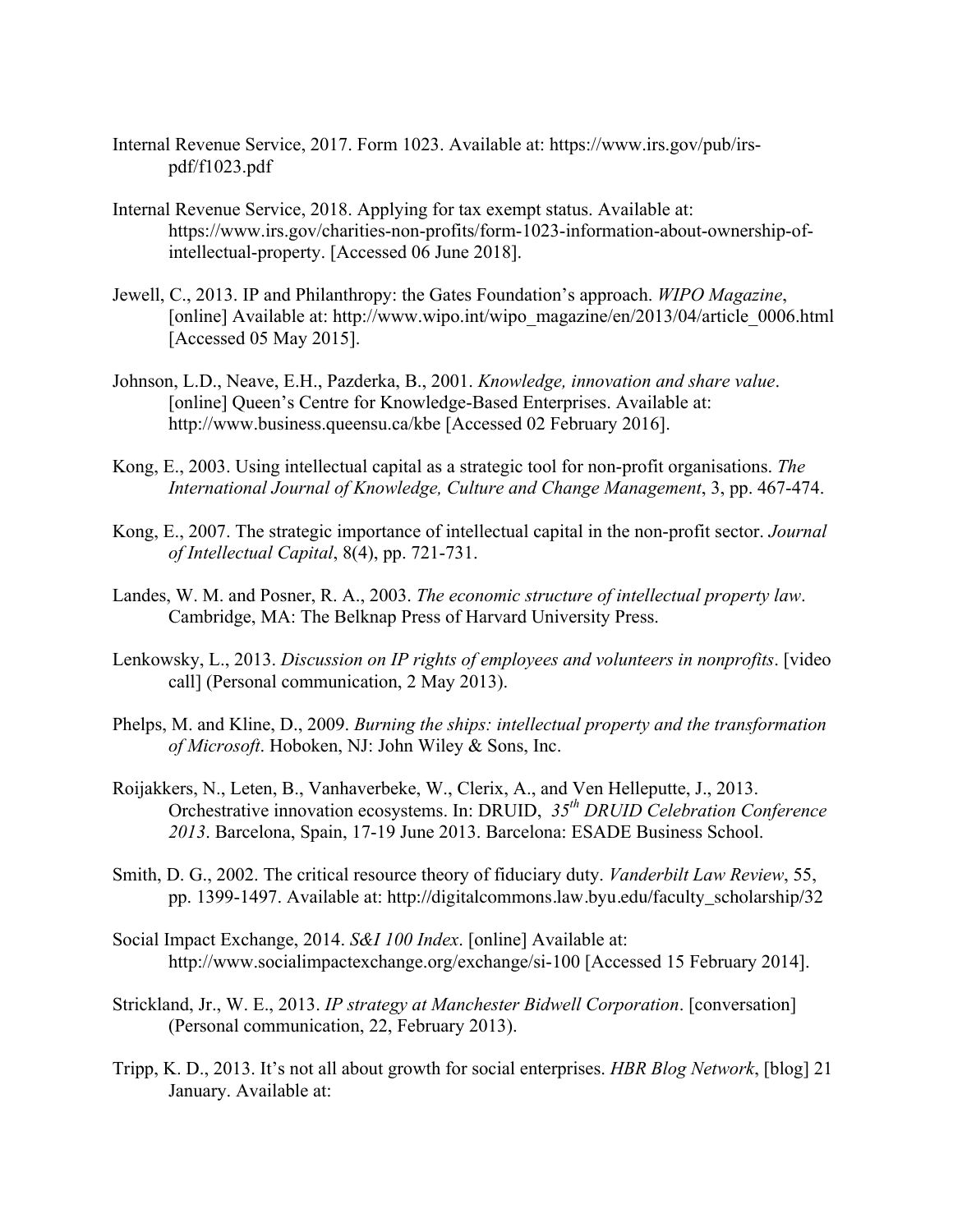Internal Revenue Service, 2017. Form 1023. Available at: https://www.irs.gov/pub/irs-pdf/f1023.pdf

Internal Revenue Service, 2018. Applying for tax exempt status. Available at: https://www.irs.gov/charities-non-profits/form-1023-information-about-ownership-of-intellectual-property. [Accessed 06 June 2018].

Jewell, C., 2013. IP and Philanthropy: the Gates Foundation's approach. *WIPO Magazine*, [online] Available at: http://www.wipo.int/wipo_magazine/en/2013/04/article_0006.html [Accessed 05 May 2015].

Johnson, L.D., Neave, E.H., Pazderka, B., 2001. *Knowledge, innovation and share value*. [online] Queen's Centre for Knowledge-Based Enterprises. Available at: http://www.business.queensu.ca/kbe [Accessed 02 February 2016].

Kong, E., 2003. Using intellectual capital as a strategic tool for non-profit organisations. *The International Journal of Knowledge, Culture and Change Management*, 3, pp. 467-474.

Kong, E., 2007. The strategic importance of intellectual capital in the non-profit sector. *Journal of Intellectual Capital*, 8(4), pp. 721-731.

Landes, W. M. and Posner, R. A., 2003. *The economic structure of intellectual property law*. Cambridge, MA: The Belknap Press of Harvard University Press.

Lenkowsky, L., 2013. *Discussion on IP rights of employees and volunteers in nonprofits*. [video call] (Personal communication, 2 May 2013).

Phelps, M. and Kline, D., 2009. *Burning the ships: intellectual property and the transformation of Microsoft*. Hoboken, NJ: John Wiley & Sons, Inc.

Roijakkers, N., Leten, B., Vanhaverbeke, W., Clerix, A., and Ven Helleputte, J., 2013. Orchestrative innovation ecosystems. In: DRUID, *35th DRUID Celebration Conference 2013*. Barcelona, Spain, 17-19 June 2013. Barcelona: ESADE Business School.

Smith, D. G., 2002. The critical resource theory of fiduciary duty. *Vanderbilt Law Review*, 55, pp. 1399-1497. Available at: http://digitalcommons.law.byu.edu/faculty_scholarship/32

Social Impact Exchange, 2014. *S&I 100 Index*. [online] Available at: http://www.socialimpactexchange.org/exchange/si-100 [Accessed 15 February 2014].

Strickland, Jr., W. E., 2013. *IP strategy at Manchester Bidwell Corporation*. [conversation] (Personal communication, 22, February 2013).

Tripp, K. D., 2013. It's not all about growth for social enterprises. *HBR Blog Network*, [blog] 21 January. Available at: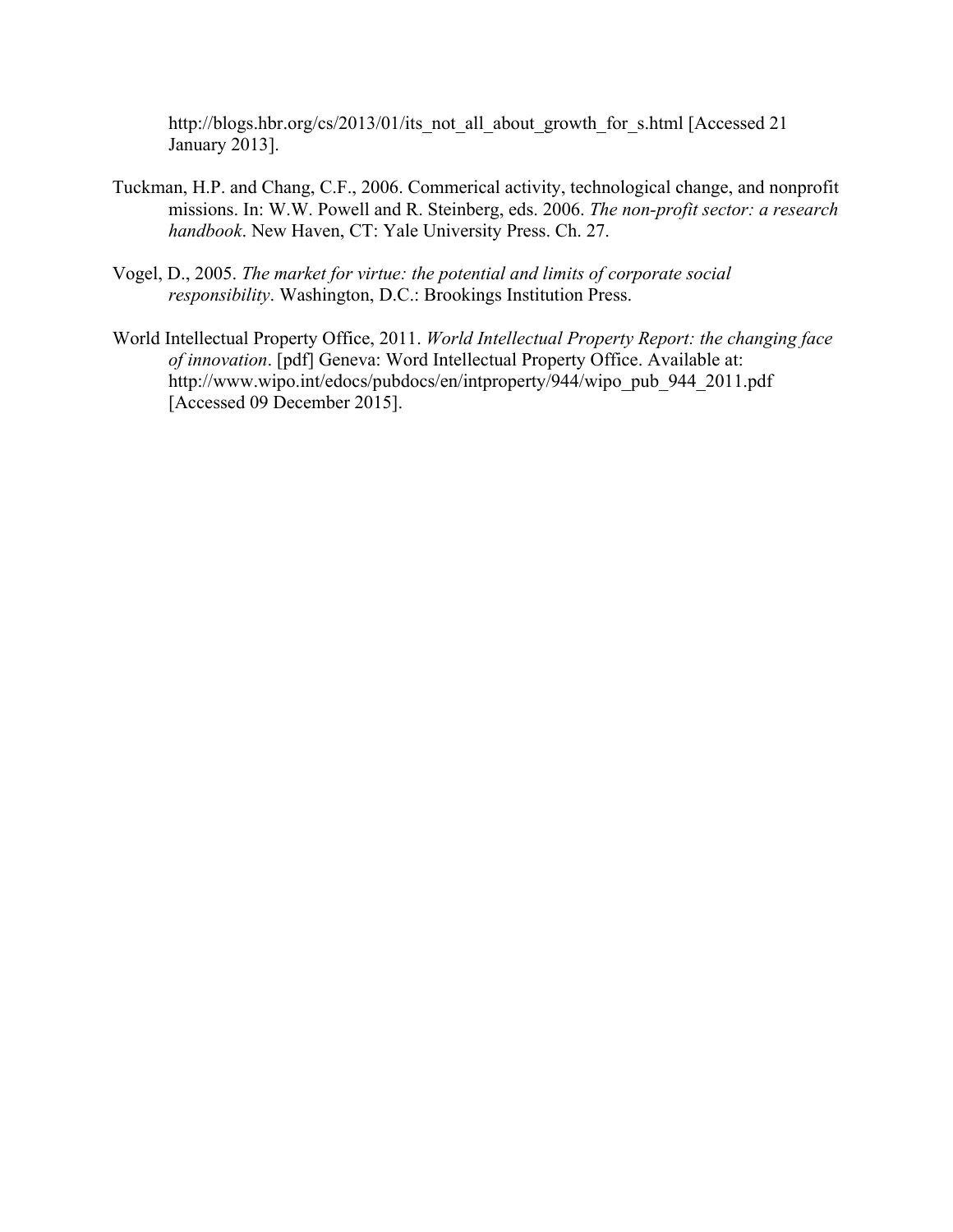http://blogs.hbr.org/cs/2013/01/its_not_all_about_growth_for_s.html [Accessed 21 January 2013].

Tuckman, H.P. and Chang, C.F., 2006. Commerical activity, technological change, and nonprofit missions. In: W.W. Powell and R. Steinberg, eds. 2006. *The non-profit sector: a research handbook*. New Haven, CT: Yale University Press. Ch. 27.

Vogel, D., 2005. *The market for virtue: the potential and limits of corporate social responsibility*. Washington, D.C.: Brookings Institution Press.

World Intellectual Property Office, 2011. *World Intellectual Property Report: the changing face of innovation*. [pdf] Geneva: Word Intellectual Property Office. Available at: http://www.wipo.int/edocs/pubdocs/en/intproperty/944/wipo_pub_944_2011.pdf [Accessed 09 December 2015].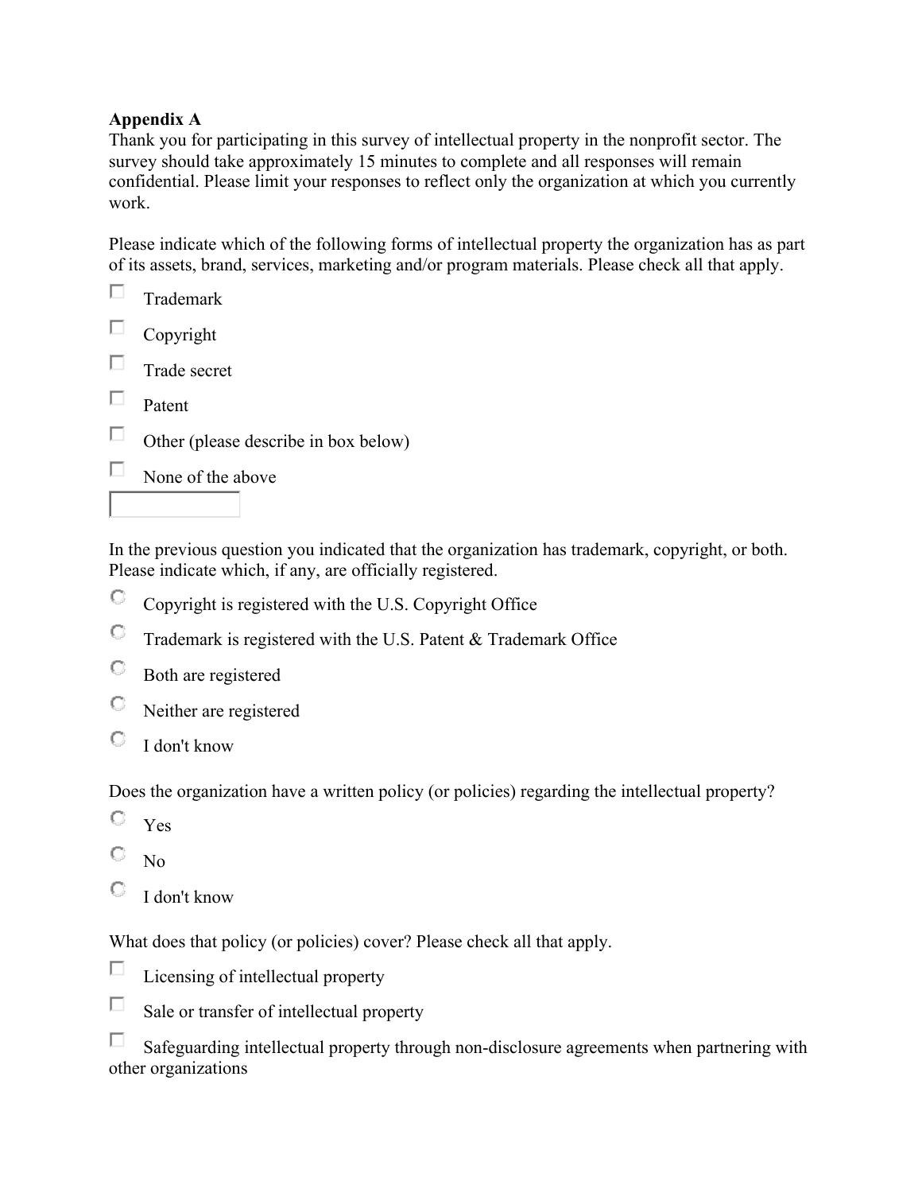**Appendix A**

Thank you for participating in this survey of intellectual property in the nonprofit sector. The survey should take approximately 15 minutes to complete and all responses will remain confidential. Please limit your responses to reflect only the organization at which you currently work.

Please indicate which of the following forms of intellectual property the organization has as part of its assets, brand, services, marketing and/or program materials. Please check all that apply.

- ☐ Trademark
- ☐ Copyright
- ☐ Trade secret
- ☐ Patent
- ☐ Other (please describe in box below)
- ☐ None of the above

In the previous question you indicated that the organization has trademark, copyright, or both. Please indicate which, if any, are officially registered.

- ○ Copyright is registered with the U.S. Copyright Office
- ○ Trademark is registered with the U.S. Patent & Trademark Office
- ○ Both are registered
- ○ Neither are registered
- ○ I don't know

Does the organization have a written policy (or policies) regarding the intellectual property?

- ○ Yes
- ○ No
- ○ I don't know

What does that policy (or policies) cover? Please check all that apply.

- ☐ Licensing of intellectual property
- ☐ Sale or transfer of intellectual property
- ☐ Safeguarding intellectual property through non-disclosure agreements when partnering with other organizations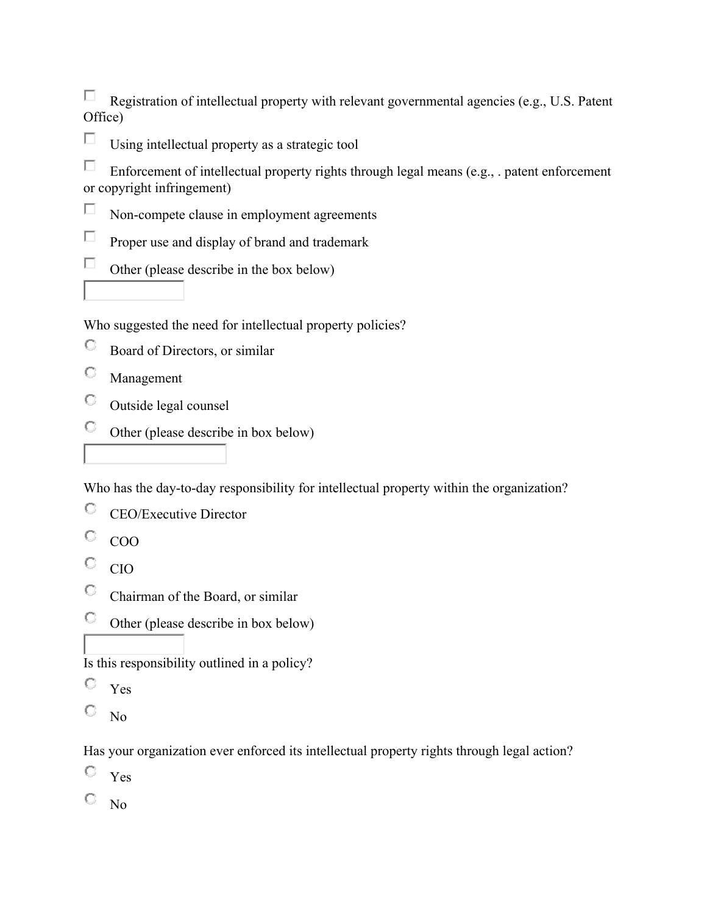- [ ] Registration of intellectual property with relevant governmental agencies (e.g., U.S. Patent Office)
- [ ] Using intellectual property as a strategic tool
- [ ] Enforcement of intellectual property rights through legal means (e.g., . patent enforcement or copyright infringement)
- [ ] Non-compete clause in employment agreements
- [ ] Proper use and display of brand and trademark
- [ ] Other (please describe in the box below)

Who suggested the need for intellectual property policies?

- ○ Board of Directors, or similar
- ○ Management
- ○ Outside legal counsel
- ○ Other (please describe in box below)

Who has the day-to-day responsibility for intellectual property within the organization?

- ○ CEO/Executive Director
- ○ COO
- ○ CIO
- ○ Chairman of the Board, or similar
- ○ Other (please describe in box below)

Is this responsibility outlined in a policy?

- ○ Yes
- ○ No

Has your organization ever enforced its intellectual property rights through legal action?

- ○ Yes
- ○ No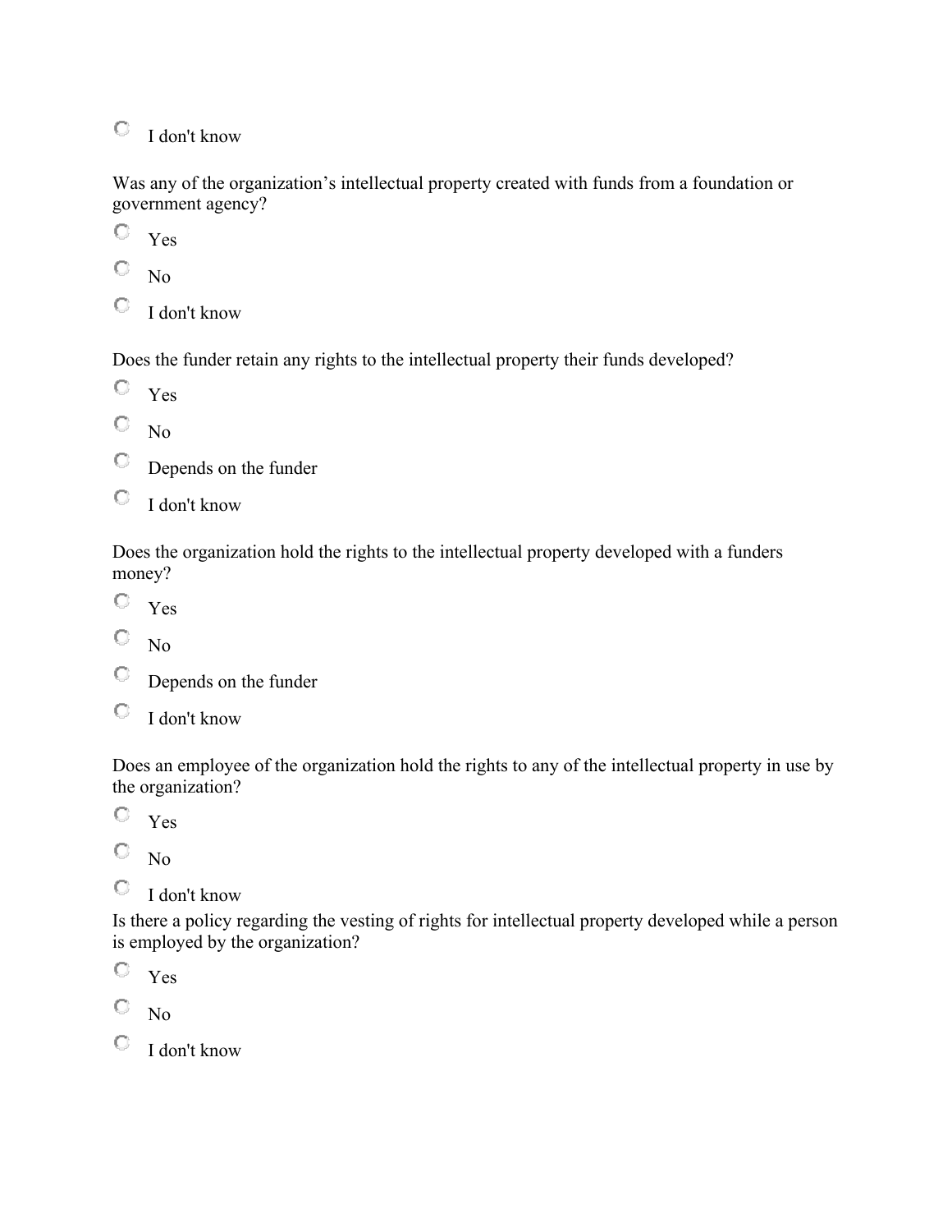- I don't know

Was any of the organization's intellectual property created with funds from a foundation or government agency?

- Yes
- No
- I don't know

Does the funder retain any rights to the intellectual property their funds developed?

- Yes
- No
- Depends on the funder
- I don't know

Does the organization hold the rights to the intellectual property developed with a funders money?

- Yes
- No
- Depends on the funder
- I don't know

Does an employee of the organization hold the rights to any of the intellectual property in use by the organization?

- Yes
- No
- I don't know

Is there a policy regarding the vesting of rights for intellectual property developed while a person is employed by the organization?

- Yes
- No
- I don't know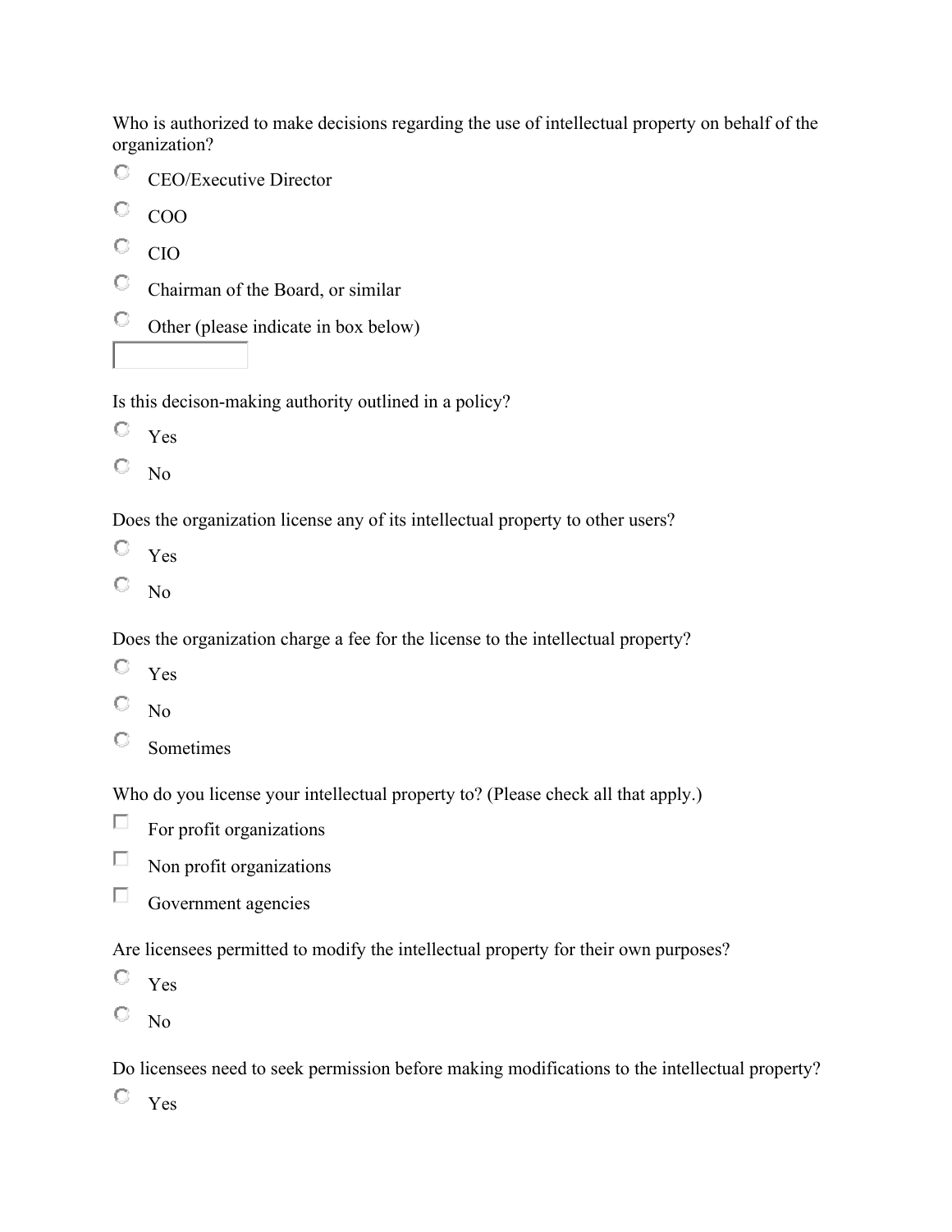Who is authorized to make decisions regarding the use of intellectual property on behalf of the organization?

- CEO/Executive Director
- COO
- CIO
- Chairman of the Board, or similar
- Other (please indicate in box below)

Is this decison-making authority outlined in a policy?

- Yes
- No

Does the organization license any of its intellectual property to other users?

- Yes
- No

Does the organization charge a fee for the license to the intellectual property?

- Yes
- No
- Sometimes

Who do you license your intellectual property to? (Please check all that apply.)

- [ ] For profit organizations
- [ ] Non profit organizations
- [ ] Government agencies

Are licensees permitted to modify the intellectual property for their own purposes?

- Yes
- No

Do licensees need to seek permission before making modifications to the intellectual property?

- Yes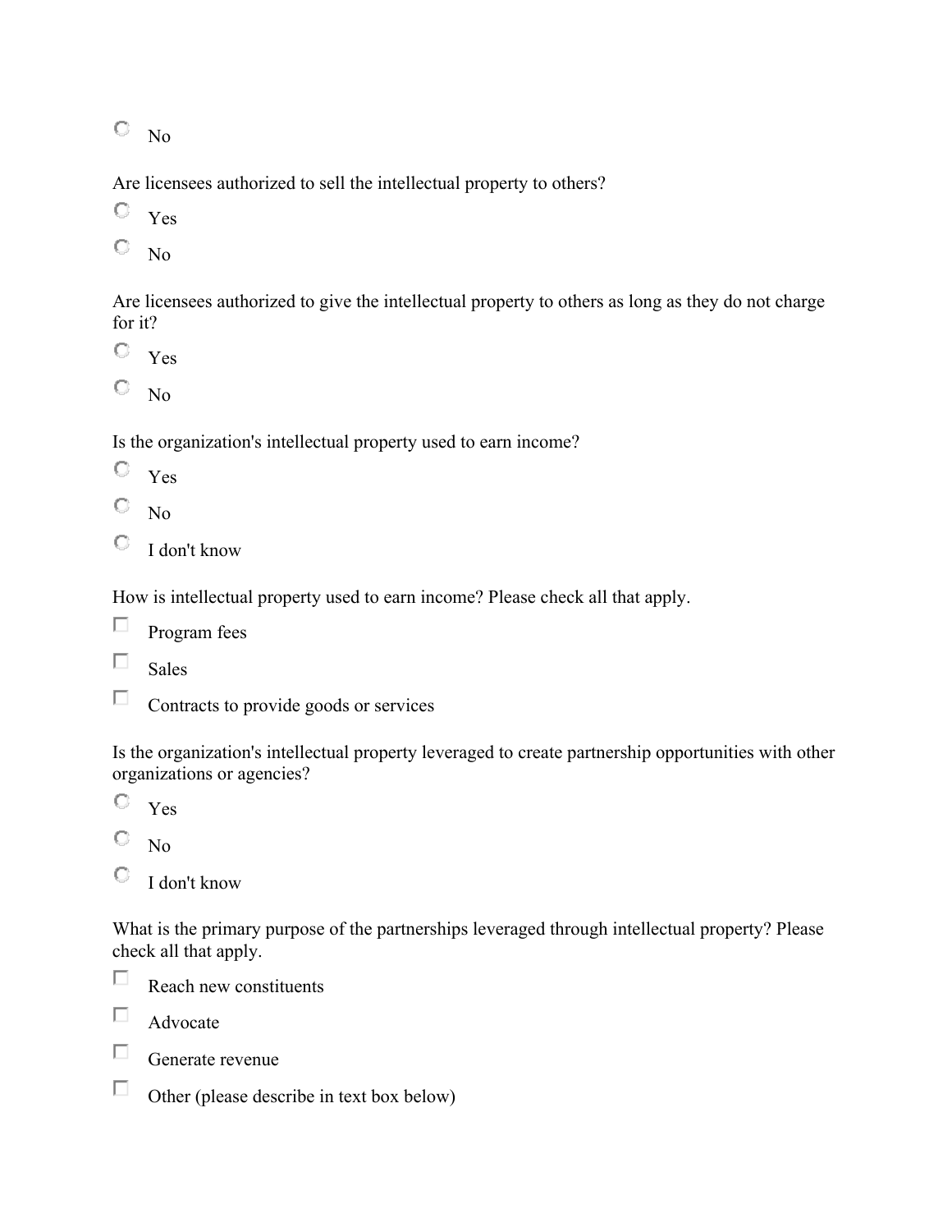- ○ No

Are licensees authorized to sell the intellectual property to others?

- ○ Yes
- ○ No

Are licensees authorized to give the intellectual property to others as long as they do not charge for it?

- ○ Yes
- ○ No

Is the organization's intellectual property used to earn income?

- ○ Yes
- ○ No
- ○ I don't know

How is intellectual property used to earn income? Please check all that apply.

- ☐ Program fees
- ☐ Sales
- ☐ Contracts to provide goods or services

Is the organization's intellectual property leveraged to create partnership opportunities with other organizations or agencies?

- ○ Yes
- ○ No
- ○ I don't know

What is the primary purpose of the partnerships leveraged through intellectual property? Please check all that apply.

- ☐ Reach new constituents
- ☐ Advocate
- ☐ Generate revenue
- ☐ Other (please describe in text box below)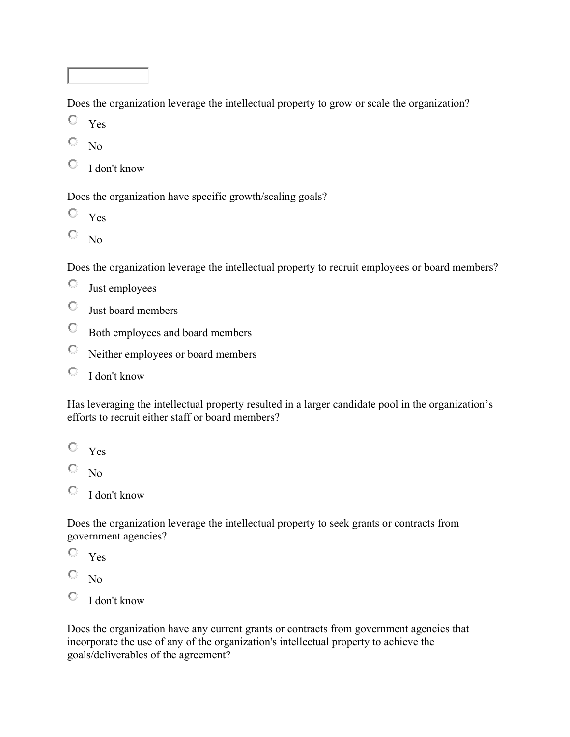Does the organization leverage the intellectual property to grow or scale the organization?

- Yes
- No
- I don't know

Does the organization have specific growth/scaling goals?

- Yes
- No

Does the organization leverage the intellectual property to recruit employees or board members?

- Just employees
- Just board members
- Both employees and board members
- Neither employees or board members
- I don't know

Has leveraging the intellectual property resulted in a larger candidate pool in the organization's efforts to recruit either staff or board members?

- Yes
- No
- I don't know

Does the organization leverage the intellectual property to seek grants or contracts from government agencies?

- Yes
- No
- I don't know

Does the organization have any current grants or contracts from government agencies that incorporate the use of any of the organization's intellectual property to achieve the goals/deliverables of the agreement?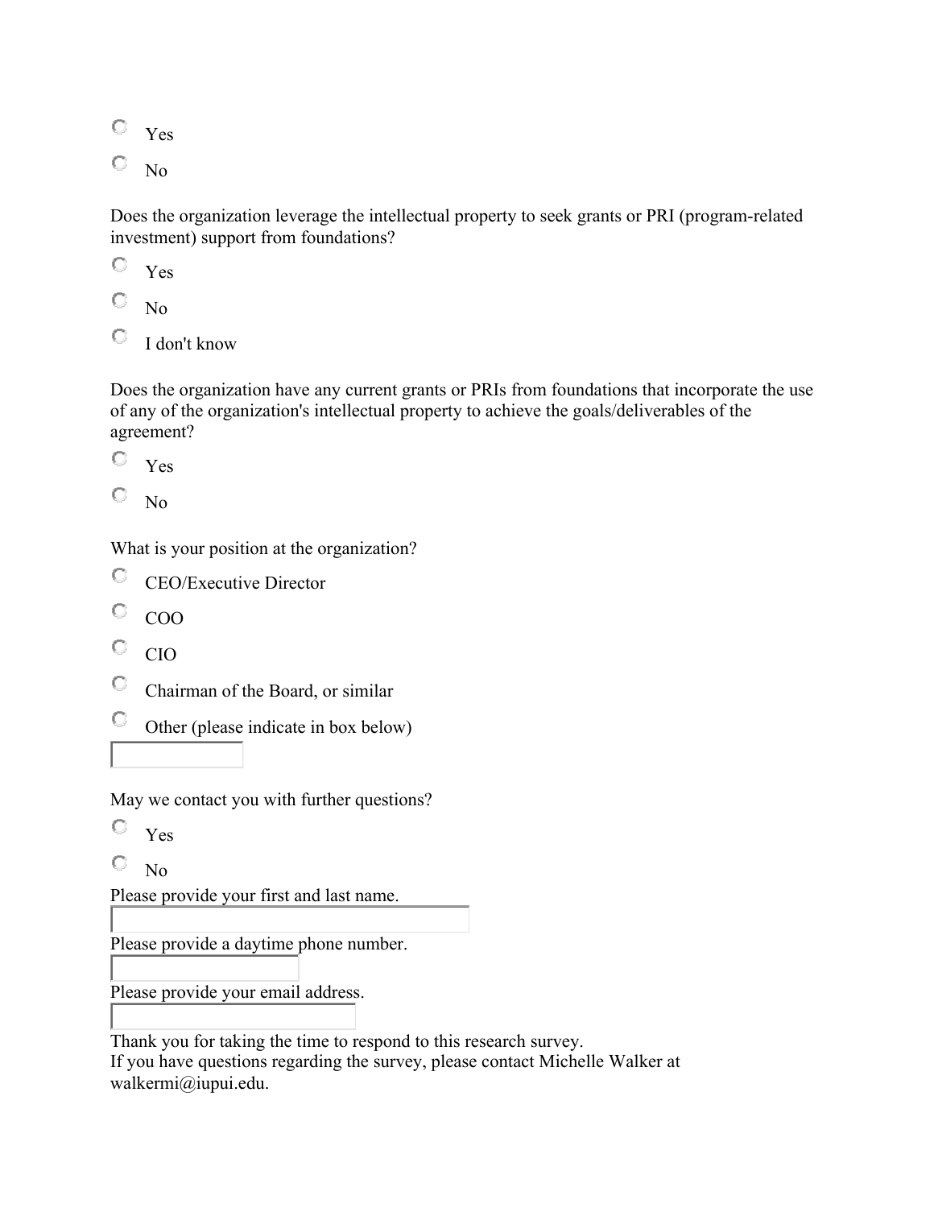- Yes
- No

Does the organization leverage the intellectual property to seek grants or PRI (program-related investment) support from foundations?

- Yes
- No
- I don't know

Does the organization have any current grants or PRIs from foundations that incorporate the use of any of the organization's intellectual property to achieve the goals/deliverables of the agreement?

- Yes
- No

What is your position at the organization?

- CEO/Executive Director
- COO
- CIO
- Chairman of the Board, or similar
- Other (please indicate in box below)

May we contact you with further questions?

- Yes
- No

Please provide your first and last name.

Please provide a daytime phone number.

Please provide your email address.

Thank you for taking the time to respond to this research survey.
If you have questions regarding the survey, please contact Michelle Walker at walkermi@iupui.edu.